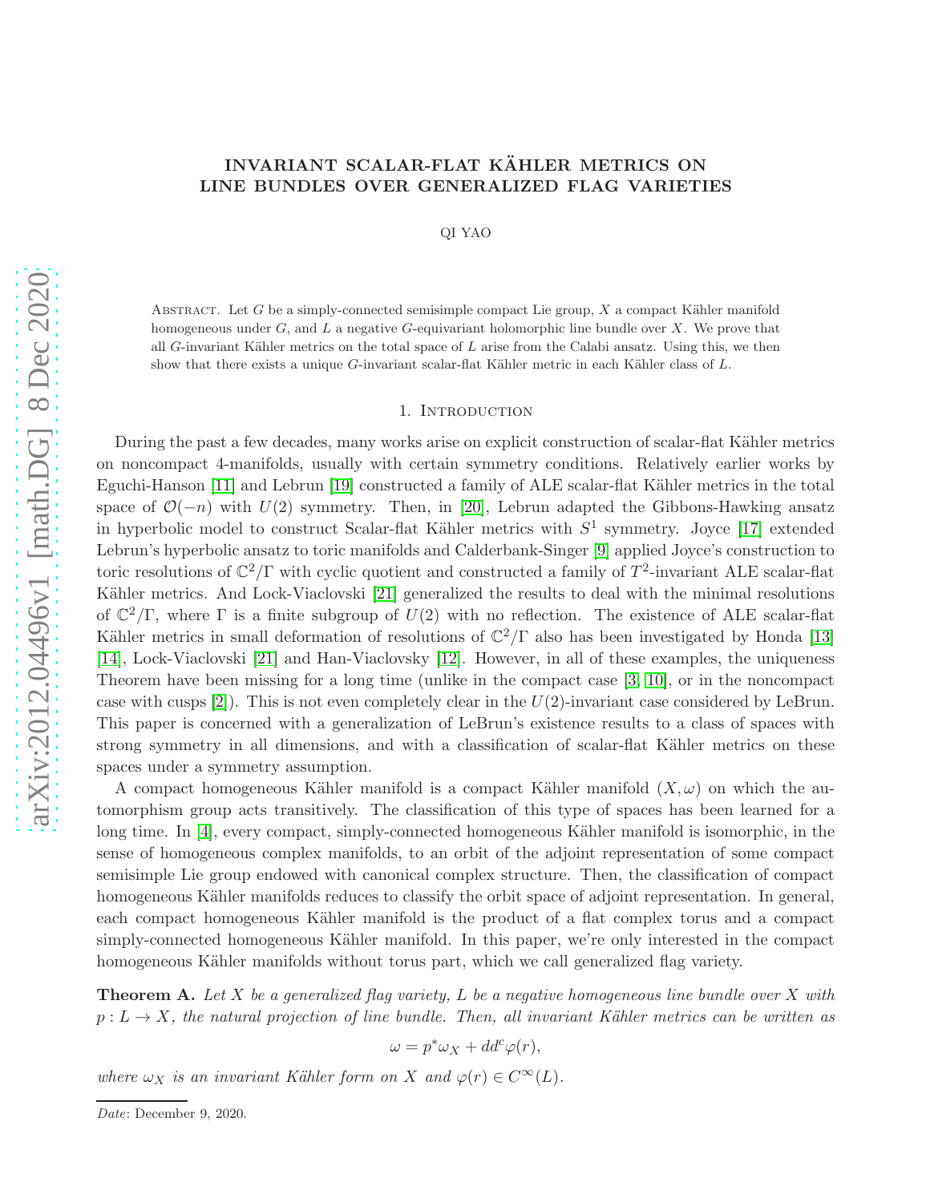# INVARIANT SCALAR-FLAT KÄHLER METRICS ON LINE BUNDLES OVER GENERALIZED FLAG VARIETIES

QI YAO

Abstract. Let $G$ be a simply-connected semisimple compact Lie group, $X$ a compact Kähler manifold homogeneous under $G$, and $L$ a negative $G$-equivariant holomorphic line bundle over $X$. We prove that all $G$-invariant Kähler metrics on the total space of $L$ arise from the Calabi ansatz. Using this, we then show that there exists a unique $G$-invariant scalar-flat Kähler metric in each Kähler class of $L$.

## 1. Introduction

During the past a few decades, many works arise on explicit construction of scalar-flat Kähler metrics on noncompact 4-manifolds, usually with certain symmetry conditions. Relatively earlier works by Eguchi-Hanson [11] and Lebrun [19] constructed a family of ALE scalar-flat Kähler metrics in the total space of $\mathcal{O}(-n)$ with $U(2)$ symmetry. Then, in [20], Lebrun adapted the Gibbons-Hawking ansatz in hyperbolic model to construct Scalar-flat Kähler metrics with $S^1$ symmetry. Joyce [17] extended Lebrun's hyperbolic ansatz to toric manifolds and Calderbank-Singer [9] applied Joyce's construction to toric resolutions of $\mathbb{C}^2/\Gamma$ with cyclic quotient and constructed a family of $T^2$-invariant ALE scalar-flat Kähler metrics. And Lock-Viaclovski [21] generalized the results to deal with the minimal resolutions of $\mathbb{C}^2/\Gamma$, where $\Gamma$ is a finite subgroup of $U(2)$ with no reflection. The existence of ALE scalar-flat Kähler metrics in small deformation of resolutions of $\mathbb{C}^2/\Gamma$ also has been investigated by Honda [13] [14], Lock-Viaclovski [21] and Han-Viaclovsky [12]. However, in all of these examples, the uniqueness Theorem have been missing for a long time (unlike in the compact case [3, 10], or in the noncompact case with cusps [2]). This is not even completely clear in the $U(2)$-invariant case considered by LeBrun. This paper is concerned with a generalization of LeBrun's existence results to a class of spaces with strong symmetry in all dimensions, and with a classification of scalar-flat Kähler metrics on these spaces under a symmetry assumption.

A compact homogeneous Kähler manifold is a compact Kähler manifold $(X, \omega)$ on which the automorphism group acts transitively. The classification of this type of spaces has been learned for a long time. In [4], every compact, simply-connected homogeneous Kähler manifold is isomorphic, in the sense of homogeneous complex manifolds, to an orbit of the adjoint representation of some compact semisimple Lie group endowed with canonical complex structure. Then, the classification of compact homogeneous Kähler manifolds reduces to classify the orbit space of adjoint representation. In general, each compact homogeneous Kähler manifold is the product of a flat complex torus and a compact simply-connected homogeneous Kähler manifold. In this paper, we're only interested in the compact homogeneous Kähler manifolds without torus part, which we call generalized flag variety.

**Theorem A.** *Let $X$ be a generalized flag variety, $L$ be a negative homogeneous line bundle over $X$ with $p : L \to X$, the natural projection of line bundle. Then, all invariant Kähler metrics can be written as*

$$\omega = p^*\omega_X + dd^c\varphi(r),$$

*where $\omega_X$ is an invariant Kähler form on $X$ and $\varphi(r) \in C^\infty(L)$.*

*Date*: December 9, 2020.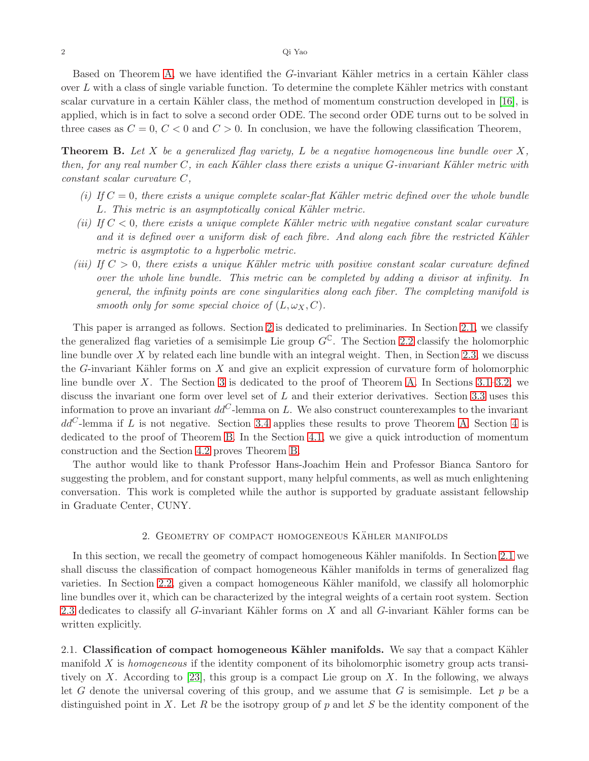Based on Theorem A, we have identified the $G$-invariant Kähler metrics in a certain Kähler class over $L$ with a class of single variable function. To determine the complete Kähler metrics with constant scalar curvature in a certain Kähler class, the method of momentum construction developed in [16], is applied, which is in fact to solve a second order ODE. The second order ODE turns out to be solved in three cases as $C = 0$, $C < 0$ and $C > 0$. In conclusion, we have the following classification Theorem,

**Theorem B.** *Let $X$ be a generalized flag variety, $L$ be a negative homogeneous line bundle over $X$, then, for any real number $C$, in each Kähler class there exists a unique $G$-invariant Kähler metric with constant scalar curvature $C$,*

*(i) If $C = 0$, there exists a unique complete scalar-flat Kähler metric defined over the whole bundle $L$. This metric is an asymptotically conical Kähler metric.*

*(ii) If $C < 0$, there exists a unique complete Kähler metric with negative constant scalar curvature and it is defined over a uniform disk of each fibre. And along each fibre the restricted Kähler metric is asymptotic to a hyperbolic metric.*

*(iii) If $C > 0$, there exists a unique Kähler metric with positive constant scalar curvature defined over the whole line bundle. This metric can be completed by adding a divisor at infinity. In general, the infinity points are cone singularities along each fiber. The completing manifold is smooth only for some special choice of $(L, \omega_X, C)$.*

This paper is arranged as follows. Section 2 is dedicated to preliminaries. In Section 2.1, we classify the generalized flag varieties of a semisimple Lie group $G^{\mathbb{C}}$. The Section 2.2 classify the holomorphic line bundle over $X$ by related each line bundle with an integral weight. Then, in Section 2.3, we discuss the $G$-invariant Kähler forms on $X$ and give an explicit expression of curvature form of holomorphic line bundle over $X$. The Section 3 is dedicated to the proof of Theorem A. In Sections 3.1–3.2, we discuss the invariant one form over level set of $L$ and their exterior derivatives. Section 3.3 uses this information to prove an invariant $dd^C$-lemma on $L$. We also construct counterexamples to the invariant $dd^C$-lemma if $L$ is not negative. Section 3.4 applies these results to prove Theorem A. Section 4 is dedicated to the proof of Theorem B. In the Section 4.1, we give a quick introduction of momentum construction and the Section 4.2 proves Theorem B.

The author would like to thank Professor Hans-Joachim Hein and Professor Bianca Santoro for suggesting the problem, and for constant support, many helpful comments, as well as much enlightening conversation. This work is completed while the author is supported by graduate assistant fellowship in Graduate Center, CUNY.

## 2. Geometry of compact homogeneous Kähler manifolds

In this section, we recall the geometry of compact homogeneous Kähler manifolds. In Section 2.1 we shall discuss the classification of compact homogeneous Kähler manifolds in terms of generalized flag varieties. In Section 2.2, given a compact homogeneous Kähler manifold, we classify all holomorphic line bundles over it, which can be characterized by the integral weights of a certain root system. Section 2.3 dedicates to classify all $G$-invariant Kähler forms on $X$ and all $G$-invariant Kähler forms can be written explicitly.

### 2.1. Classification of compact homogeneous Kähler manifolds.

We say that a compact Kähler manifold $X$ is *homogeneous* if the identity component of its biholomorphic isometry group acts transitively on $X$. According to [23], this group is a compact Lie group on $X$. In the following, we always let $G$ denote the universal covering of this group, and we assume that $G$ is semisimple. Let $p$ be a distinguished point in $X$. Let $R$ be the isotropy group of $p$ and let $S$ be the identity component of the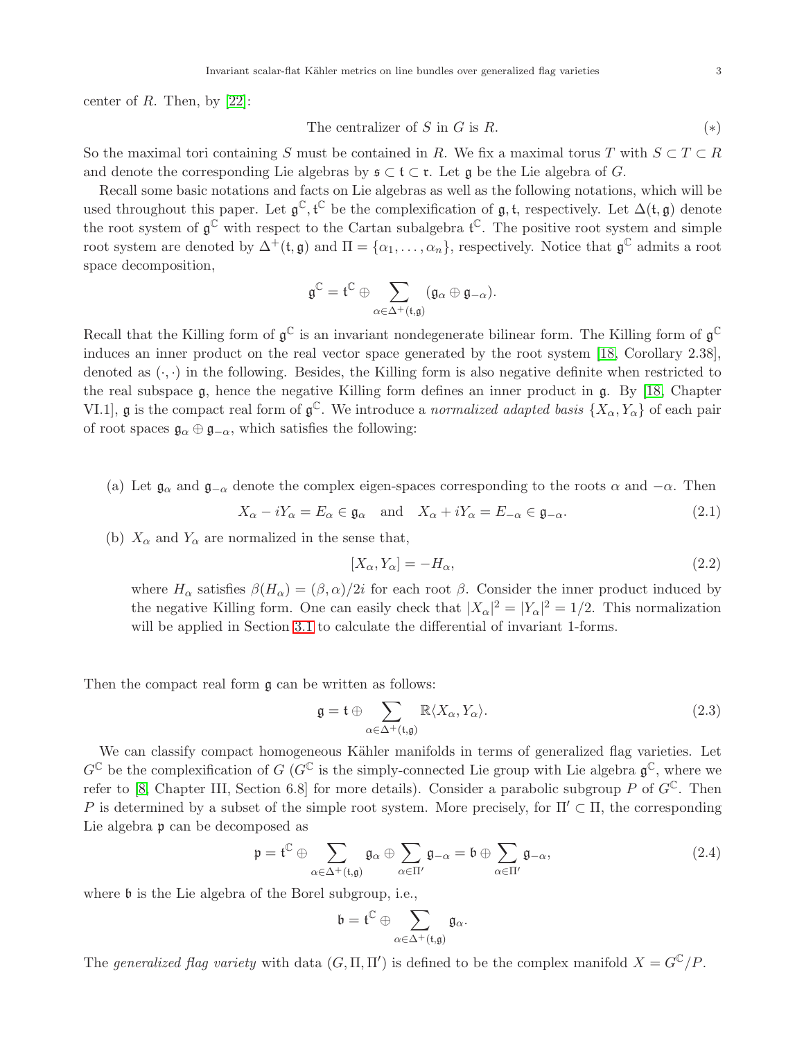center of $R$. Then, by [22]:

$$\text{The centralizer of } S \text{ in } G \text{ is } R. \tag{$*$}$$

So the maximal tori containing $S$ must be contained in $R$. We fix a maximal torus $T$ with $S \subset T \subset R$ and denote the corresponding Lie algebras by $\mathfrak{s} \subset \mathfrak{t} \subset \mathfrak{r}$. Let $\mathfrak{g}$ be the Lie algebra of $G$.

Recall some basic notations and facts on Lie algebras as well as the following notations, which will be used throughout this paper. Let $\mathfrak{g}^{\mathbb{C}}, \mathfrak{t}^{\mathbb{C}}$ be the complexification of $\mathfrak{g}, \mathfrak{t}$, respectively. Let $\Delta(\mathfrak{t}, \mathfrak{g})$ denote the root system of $\mathfrak{g}^{\mathbb{C}}$ with respect to the Cartan subalgebra $\mathfrak{t}^{\mathbb{C}}$. The positive root system and simple root system are denoted by $\Delta^+(\mathfrak{t}, \mathfrak{g})$ and $\Pi = \{\alpha_1, \ldots, \alpha_n\}$, respectively. Notice that $\mathfrak{g}^{\mathbb{C}}$ admits a root space decomposition,

$$\mathfrak{g}^{\mathbb{C}} = \mathfrak{t}^{\mathbb{C}} \oplus \sum_{\alpha \in \Delta^+(\mathfrak{t},\mathfrak{g})} (\mathfrak{g}_\alpha \oplus \mathfrak{g}_{-\alpha}).$$

Recall that the Killing form of $\mathfrak{g}^{\mathbb{C}}$ is an invariant nondegenerate bilinear form. The Killing form of $\mathfrak{g}^{\mathbb{C}}$ induces an inner product on the real vector space generated by the root system [18, Corollary 2.38], denoted as $(\cdot, \cdot)$ in the following. Besides, the Killing form is also negative definite when restricted to the real subspace $\mathfrak{g}$, hence the negative Killing form defines an inner product in $\mathfrak{g}$. By [18, Chapter VI.1], $\mathfrak{g}$ is the compact real form of $\mathfrak{g}^{\mathbb{C}}$. We introduce a *normalized adapted basis* $\{X_\alpha, Y_\alpha\}$ of each pair of root spaces $\mathfrak{g}_\alpha \oplus \mathfrak{g}_{-\alpha}$, which satisfies the following:

(a) Let $\mathfrak{g}_\alpha$ and $\mathfrak{g}_{-\alpha}$ denote the complex eigen-spaces corresponding to the roots $\alpha$ and $-\alpha$. Then

$$X_\alpha - iY_\alpha = E_\alpha \in \mathfrak{g}_\alpha \quad \text{and} \quad X_\alpha + iY_\alpha = E_{-\alpha} \in \mathfrak{g}_{-\alpha}. \tag{2.1}$$

(b) $X_\alpha$ and $Y_\alpha$ are normalized in the sense that,

$$[X_\alpha, Y_\alpha] = -H_\alpha, \tag{2.2}$$

where $H_\alpha$ satisfies $\beta(H_\alpha) = (\beta, \alpha)/2i$ for each root $\beta$. Consider the inner product induced by the negative Killing form. One can easily check that $|X_\alpha|^2 = |Y_\alpha|^2 = 1/2$. This normalization will be applied in Section 3.1 to calculate the differential of invariant 1-forms.

Then the compact real form $\mathfrak{g}$ can be written as follows:

$$\mathfrak{g} = \mathfrak{t} \oplus \sum_{\alpha \in \Delta^+(\mathfrak{t},\mathfrak{g})} \mathbb{R}\langle X_\alpha, Y_\alpha \rangle. \tag{2.3}$$

We can classify compact homogeneous Kähler manifolds in terms of generalized flag varieties. Let $G^{\mathbb{C}}$ be the complexification of $G$ ($G^{\mathbb{C}}$ is the simply-connected Lie group with Lie algebra $\mathfrak{g}^{\mathbb{C}}$, where we refer to [8, Chapter III, Section 6.8] for more details). Consider a parabolic subgroup $P$ of $G^{\mathbb{C}}$. Then $P$ is determined by a subset of the simple root system. More precisely, for $\Pi' \subset \Pi$, the corresponding Lie algebra $\mathfrak{p}$ can be decomposed as

$$\mathfrak{p} = \mathfrak{t}^{\mathbb{C}} \oplus \sum_{\alpha \in \Delta^+(\mathfrak{t},\mathfrak{g})} \mathfrak{g}_\alpha \oplus \sum_{\alpha \in \Pi'} \mathfrak{g}_{-\alpha} = \mathfrak{b} \oplus \sum_{\alpha \in \Pi'} \mathfrak{g}_{-\alpha}, \tag{2.4}$$

where $\mathfrak{b}$ is the Lie algebra of the Borel subgroup, i.e.,

$$\mathfrak{b} = \mathfrak{t}^{\mathbb{C}} \oplus \sum_{\alpha \in \Delta^+(\mathfrak{t},\mathfrak{g})} \mathfrak{g}_\alpha.$$

The *generalized flag variety* with data $(G, \Pi, \Pi')$ is defined to be the complex manifold $X = G^{\mathbb{C}}/P$.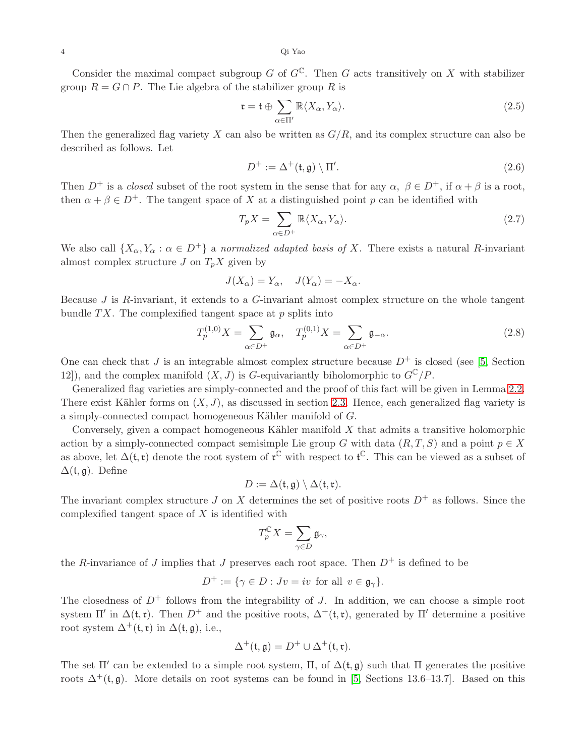Consider the maximal compact subgroup $G$ of $G^{\mathbb{C}}$. Then $G$ acts transitively on $X$ with stabilizer group $R = G \cap P$. The Lie algebra of the stabilizer group $R$ is

$$\mathfrak{r} = \mathfrak{t} \oplus \sum_{\alpha \in \Pi'} \mathbb{R}\langle X_\alpha, Y_\alpha \rangle. \tag{2.5}$$

Then the generalized flag variety $X$ can also be written as $G/R$, and its complex structure can also be described as follows. Let

$$D^+ := \Delta^+(\mathfrak{t}, \mathfrak{g}) \setminus \Pi'. \tag{2.6}$$

Then $D^+$ is a *closed* subset of the root system in the sense that for any $\alpha,\ \beta \in D^+$, if $\alpha + \beta$ is a root, then $\alpha + \beta \in D^+$. The tangent space of $X$ at a distinguished point $p$ can be identified with

$$T_p X = \sum_{\alpha \in D^+} \mathbb{R}\langle X_\alpha, Y_\alpha \rangle. \tag{2.7}$$

We also call $\{X_\alpha, Y_\alpha : \alpha \in D^+\}$ a *normalized adapted basis of* $X$. There exists a natural $R$-invariant almost complex structure $J$ on $T_pX$ given by

$$J(X_\alpha) = Y_\alpha, \quad J(Y_\alpha) = -X_\alpha.$$

Because $J$ is $R$-invariant, it extends to a $G$-invariant almost complex structure on the whole tangent bundle $TX$. The complexified tangent space at $p$ splits into

$$T_p^{(1,0)} X = \sum_{\alpha \in D^+} \mathfrak{g}_\alpha, \quad T_p^{(0,1)} X = \sum_{\alpha \in D^+} \mathfrak{g}_{-\alpha}. \tag{2.8}$$

One can check that $J$ is an integrable almost complex structure because $D^+$ is closed (see [5, Section 12]), and the complex manifold $(X, J)$ is $G$-equivariantly biholomorphic to $G^{\mathbb{C}}/P$.

Generalized flag varieties are simply-connected and the proof of this fact will be given in Lemma 2.2. There exist Kähler forms on $(X, J)$, as discussed in section 2.3. Hence, each generalized flag variety is a simply-connected compact homogeneous Kähler manifold of $G$.

Conversely, given a compact homogeneous Kähler manifold $X$ that admits a transitive holomorphic action by a simply-connected compact semisimple Lie group $G$ with data $(R, T, S)$ and a point $p \in X$ as above, let $\Delta(\mathfrak{t}, \mathfrak{r})$ denote the root system of $\mathfrak{r}^{\mathbb{C}}$ with respect to $\mathfrak{t}^{\mathbb{C}}$. This can be viewed as a subset of $\Delta(\mathfrak{t}, \mathfrak{g})$. Define

$$D := \Delta(\mathfrak{t}, \mathfrak{g}) \setminus \Delta(\mathfrak{t}, \mathfrak{r}).$$

The invariant complex structure $J$ on $X$ determines the set of positive roots $D^+$ as follows. Since the complexified tangent space of $X$ is identified with

$$T_p^{\mathbb{C}} X = \sum_{\gamma \in D} \mathfrak{g}_\gamma,$$

the $R$-invariance of $J$ implies that $J$ preserves each root space. Then $D^+$ is defined to be

$$D^+ := \{\gamma \in D : Jv = iv \text{ for all } v \in \mathfrak{g}_\gamma\}.$$

The closedness of $D^+$ follows from the integrability of $J$. In addition, we can choose a simple root system $\Pi'$ in $\Delta(\mathfrak{t}, \mathfrak{r})$. Then $D^+$ and the positive roots, $\Delta^+(\mathfrak{t}, \mathfrak{r})$, generated by $\Pi'$ determine a positive root system $\Delta^+(\mathfrak{t}, \mathfrak{r})$ in $\Delta(\mathfrak{t}, \mathfrak{g})$, i.e.,

$$\Delta^+(\mathfrak{t}, \mathfrak{g}) = D^+ \cup \Delta^+(\mathfrak{t}, \mathfrak{r}).$$

The set $\Pi'$ can be extended to a simple root system, $\Pi$, of $\Delta(\mathfrak{t}, \mathfrak{g})$ such that $\Pi$ generates the positive roots $\Delta^+(\mathfrak{t}, \mathfrak{g})$. More details on root systems can be found in [5, Sections 13.6–13.7]. Based on this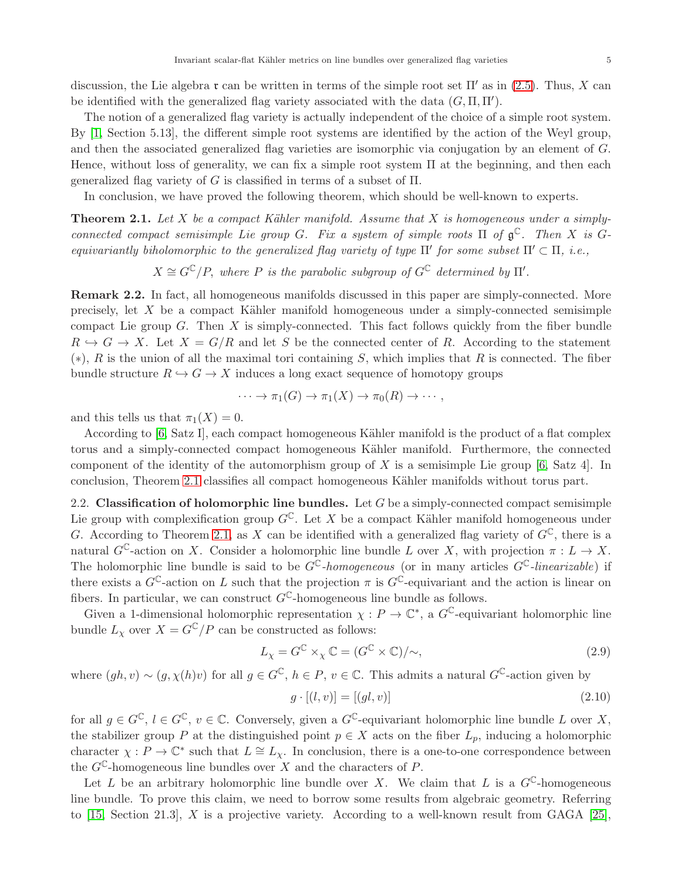discussion, the Lie algebra $\mathfrak{r}$ can be written in terms of the simple root set $\Pi'$ as in (2.5). Thus, $X$ can be identified with the generalized flag variety associated with the data $(G, \Pi, \Pi')$.

The notion of a generalized flag variety is actually independent of the choice of a simple root system. By [1, Section 5.13], the different simple root systems are identified by the action of the Weyl group, and then the associated generalized flag varieties are isomorphic via conjugation by an element of $G$. Hence, without loss of generality, we can fix a simple root system $\Pi$ at the beginning, and then each generalized flag variety of $G$ is classified in terms of a subset of $\Pi$.

In conclusion, we have proved the following theorem, which should be well-known to experts.

**Theorem 2.1.** *Let $X$ be a compact Kähler manifold. Assume that $X$ is homogeneous under a simply-connected compact semisimple Lie group $G$. Fix a system of simple roots $\Pi$ of $\mathfrak{g}^{\mathbb{C}}$. Then $X$ is $G$-equivariantly biholomorphic to the generalized flag variety of type $\Pi'$ for some subset $\Pi' \subset \Pi$, i.e.,*

$$X \cong G^{\mathbb{C}}/P, \text{ where } P \text{ is the parabolic subgroup of } G^{\mathbb{C}} \text{ determined by } \Pi'.$$

**Remark 2.2.** In fact, all homogeneous manifolds discussed in this paper are simply-connected. More precisely, let $X$ be a compact Kähler manifold homogeneous under a simply-connected semisimple compact Lie group $G$. Then $X$ is simply-connected. This fact follows quickly from the fiber bundle $R \hookrightarrow G \to X$. Let $X = G/R$ and let $S$ be the connected center of $R$. According to the statement $(*)$, $R$ is the union of all the maximal tori containing $S$, which implies that $R$ is connected. The fiber bundle structure $R \hookrightarrow G \to X$ induces a long exact sequence of homotopy groups

$$\cdots \to \pi_1(G) \to \pi_1(X) \to \pi_0(R) \to \cdots,$$

and this tells us that $\pi_1(X) = 0$.

According to [6, Satz I], each compact homogeneous Kähler manifold is the product of a flat complex torus and a simply-connected compact homogeneous Kähler manifold. Furthermore, the connected component of the identity of the automorphism group of $X$ is a semisimple Lie group [6, Satz 4]. In conclusion, Theorem 2.1 classifies all compact homogeneous Kähler manifolds without torus part.

2.2. **Classification of holomorphic line bundles.** Let $G$ be a simply-connected compact semisimple Lie group with complexification group $G^{\mathbb{C}}$. Let $X$ be a compact Kähler manifold homogeneous under $G$. According to Theorem 2.1, as $X$ can be identified with a generalized flag variety of $G^{\mathbb{C}}$, there is a natural $G^{\mathbb{C}}$-action on $X$. Consider a holomorphic line bundle $L$ over $X$, with projection $\pi : L \to X$. The holomorphic line bundle is said to be *$G^{\mathbb{C}}$-homogeneous* (or in many articles *$G^{\mathbb{C}}$-linearizable*) if there exists a $G^{\mathbb{C}}$-action on $L$ such that the projection $\pi$ is $G^{\mathbb{C}}$-equivariant and the action is linear on fibers. In particular, we can construct $G^{\mathbb{C}}$-homogeneous line bundle as follows.

Given a 1-dimensional holomorphic representation $\chi : P \to \mathbb{C}^*$, a $G^{\mathbb{C}}$-equivariant holomorphic line bundle $L_\chi$ over $X = G^{\mathbb{C}}/P$ can be constructed as follows:

$$L_\chi = G^{\mathbb{C}} \times_\chi \mathbb{C} = (G^{\mathbb{C}} \times \mathbb{C})/\sim, \tag{2.9}$$

where $(gh, v) \sim (g, \chi(h)v)$ for all $g \in G^{\mathbb{C}}$, $h \in P$, $v \in \mathbb{C}$. This admits a natural $G^{\mathbb{C}}$-action given by

$$g \cdot [(l, v)] = [(gl, v)] \tag{2.10}$$

for all $g \in G^{\mathbb{C}}$, $l \in G^{\mathbb{C}}$, $v \in \mathbb{C}$. Conversely, given a $G^{\mathbb{C}}$-equivariant holomorphic line bundle $L$ over $X$, the stabilizer group $P$ at the distinguished point $p \in X$ acts on the fiber $L_p$, inducing a holomorphic character $\chi : P \to \mathbb{C}^*$ such that $L \cong L_\chi$. In conclusion, there is a one-to-one correspondence between the $G^{\mathbb{C}}$-homogeneous line bundles over $X$ and the characters of $P$.

Let $L$ be an arbitrary holomorphic line bundle over $X$. We claim that $L$ is a $G^{\mathbb{C}}$-homogeneous line bundle. To prove this claim, we need to borrow some results from algebraic geometry. Referring to [15, Section 21.3], $X$ is a projective variety. According to a well-known result from GAGA [25],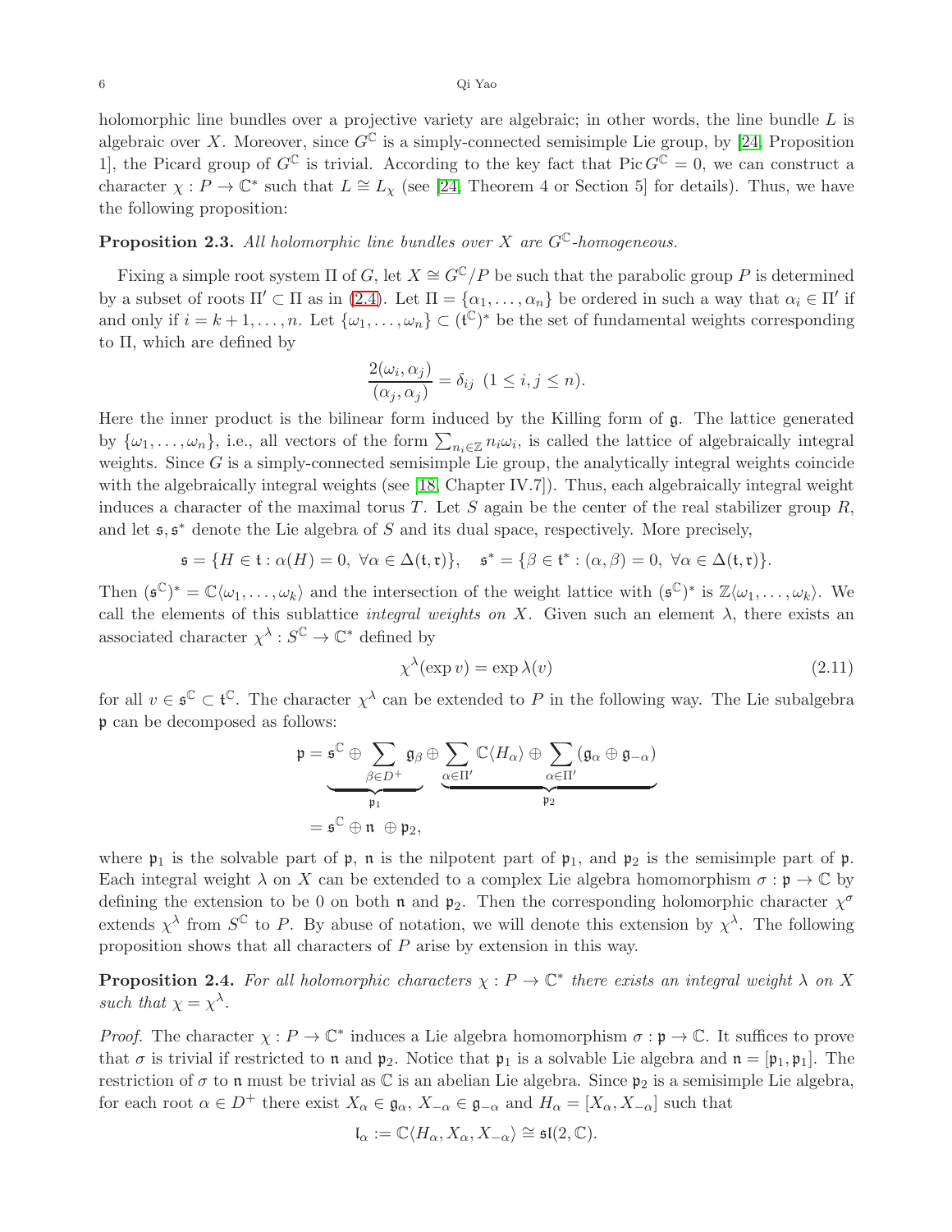holomorphic line bundles over a projective variety are algebraic; in other words, the line bundle $L$ is algebraic over $X$. Moreover, since $G^{\mathbb{C}}$ is a simply-connected semisimple Lie group, by [24, Proposition 1], the Picard group of $G^{\mathbb{C}}$ is trivial. According to the key fact that $\operatorname{Pic} G^{\mathbb{C}} = 0$, we can construct a character $\chi : P \to \mathbb{C}^*$ such that $L \cong L_\chi$ (see [24, Theorem 4 or Section 5] for details). Thus, we have the following proposition:

**Proposition 2.3.** *All holomorphic line bundles over $X$ are $G^{\mathbb{C}}$-homogeneous.*

Fixing a simple root system $\Pi$ of $G$, let $X \cong G^{\mathbb{C}}/P$ be such that the parabolic group $P$ is determined by a subset of roots $\Pi' \subset \Pi$ as in (2.4). Let $\Pi = \{\alpha_1, \ldots, \alpha_n\}$ be ordered in such a way that $\alpha_i \in \Pi'$ if and only if $i = k+1, \ldots, n$. Let $\{\omega_1, \ldots, \omega_n\} \subset (\mathfrak{t}^{\mathbb{C}})^*$ be the set of fundamental weights corresponding to $\Pi$, which are defined by

$$\frac{2(\omega_i, \alpha_j)}{(\alpha_j, \alpha_j)} = \delta_{ij} \ (1 \le i, j \le n).$$

Here the inner product is the bilinear form induced by the Killing form of $\mathfrak{g}$. The lattice generated by $\{\omega_1, \ldots, \omega_n\}$, i.e., all vectors of the form $\sum_{n_i \in \mathbb{Z}} n_i \omega_i$, is called the lattice of algebraically integral weights. Since $G$ is a simply-connected semisimple Lie group, the analytically integral weights coincide with the algebraically integral weights (see [18, Chapter IV.7]). Thus, each algebraically integral weight induces a character of the maximal torus $T$. Let $S$ again be the center of the real stabilizer group $R$, and let $\mathfrak{s}, \mathfrak{s}^*$ denote the Lie algebra of $S$ and its dual space, respectively. More precisely,

$$\mathfrak{s} = \{H \in \mathfrak{t} : \alpha(H) = 0, \ \forall \alpha \in \Delta(\mathfrak{t}, \mathfrak{r})\}, \quad \mathfrak{s}^* = \{\beta \in \mathfrak{t}^* : (\alpha, \beta) = 0, \ \forall \alpha \in \Delta(\mathfrak{t}, \mathfrak{r})\}.$$

Then $(\mathfrak{s}^{\mathbb{C}})^* = \mathbb{C}\langle \omega_1, \ldots, \omega_k \rangle$ and the intersection of the weight lattice with $(\mathfrak{s}^{\mathbb{C}})^*$ is $\mathbb{Z}\langle \omega_1, \ldots, \omega_k \rangle$. We call the elements of this sublattice *integral weights on $X$*. Given such an element $\lambda$, there exists an associated character $\chi^\lambda : S^{\mathbb{C}} \to \mathbb{C}^*$ defined by

$$\chi^\lambda(\exp v) = \exp \lambda(v) \tag{2.11}$$

for all $v \in \mathfrak{s}^{\mathbb{C}} \subset \mathfrak{t}^{\mathbb{C}}$. The character $\chi^\lambda$ can be extended to $P$ in the following way. The Lie subalgebra $\mathfrak{p}$ can be decomposed as follows:

$$\begin{aligned}
\mathfrak{p} &= \underbrace{\mathfrak{s}^{\mathbb{C}} \oplus \sum_{\beta \in D^+} \mathfrak{g}_\beta}_{\mathfrak{p}_1} \oplus \underbrace{\sum_{\alpha \in \Pi'} \mathbb{C}\langle H_\alpha \rangle \oplus \sum_{\alpha \in \Pi'} (\mathfrak{g}_\alpha \oplus \mathfrak{g}_{-\alpha})}_{\mathfrak{p}_2} \\
&= \mathfrak{s}^{\mathbb{C}} \oplus \mathfrak{n} \ \oplus \mathfrak{p}_2,
\end{aligned}$$

where $\mathfrak{p}_1$ is the solvable part of $\mathfrak{p}$, $\mathfrak{n}$ is the nilpotent part of $\mathfrak{p}_1$, and $\mathfrak{p}_2$ is the semisimple part of $\mathfrak{p}$. Each integral weight $\lambda$ on $X$ can be extended to a complex Lie algebra homomorphism $\sigma : \mathfrak{p} \to \mathbb{C}$ by defining the extension to be 0 on both $\mathfrak{n}$ and $\mathfrak{p}_2$. Then the corresponding holomorphic character $\chi^\sigma$ extends $\chi^\lambda$ from $S^{\mathbb{C}}$ to $P$. By abuse of notation, we will denote this extension by $\chi^\lambda$. The following proposition shows that all characters of $P$ arise by extension in this way.

**Proposition 2.4.** *For all holomorphic characters $\chi : P \to \mathbb{C}^*$ there exists an integral weight $\lambda$ on $X$ such that $\chi = \chi^\lambda$.*

*Proof.* The character $\chi : P \to \mathbb{C}^*$ induces a Lie algebra homomorphism $\sigma : \mathfrak{p} \to \mathbb{C}$. It suffices to prove that $\sigma$ is trivial if restricted to $\mathfrak{n}$ and $\mathfrak{p}_2$. Notice that $\mathfrak{p}_1$ is a solvable Lie algebra and $\mathfrak{n} = [\mathfrak{p}_1, \mathfrak{p}_1]$. The restriction of $\sigma$ to $\mathfrak{n}$ must be trivial as $\mathbb{C}$ is an abelian Lie algebra. Since $\mathfrak{p}_2$ is a semisimple Lie algebra, for each root $\alpha \in D^+$ there exist $X_\alpha \in \mathfrak{g}_\alpha$, $X_{-\alpha} \in \mathfrak{g}_{-\alpha}$ and $H_\alpha = [X_\alpha, X_{-\alpha}]$ such that

$$\mathfrak{l}_\alpha := \mathbb{C}\langle H_\alpha, X_\alpha, X_{-\alpha} \rangle \cong \mathfrak{sl}(2, \mathbb{C}).$$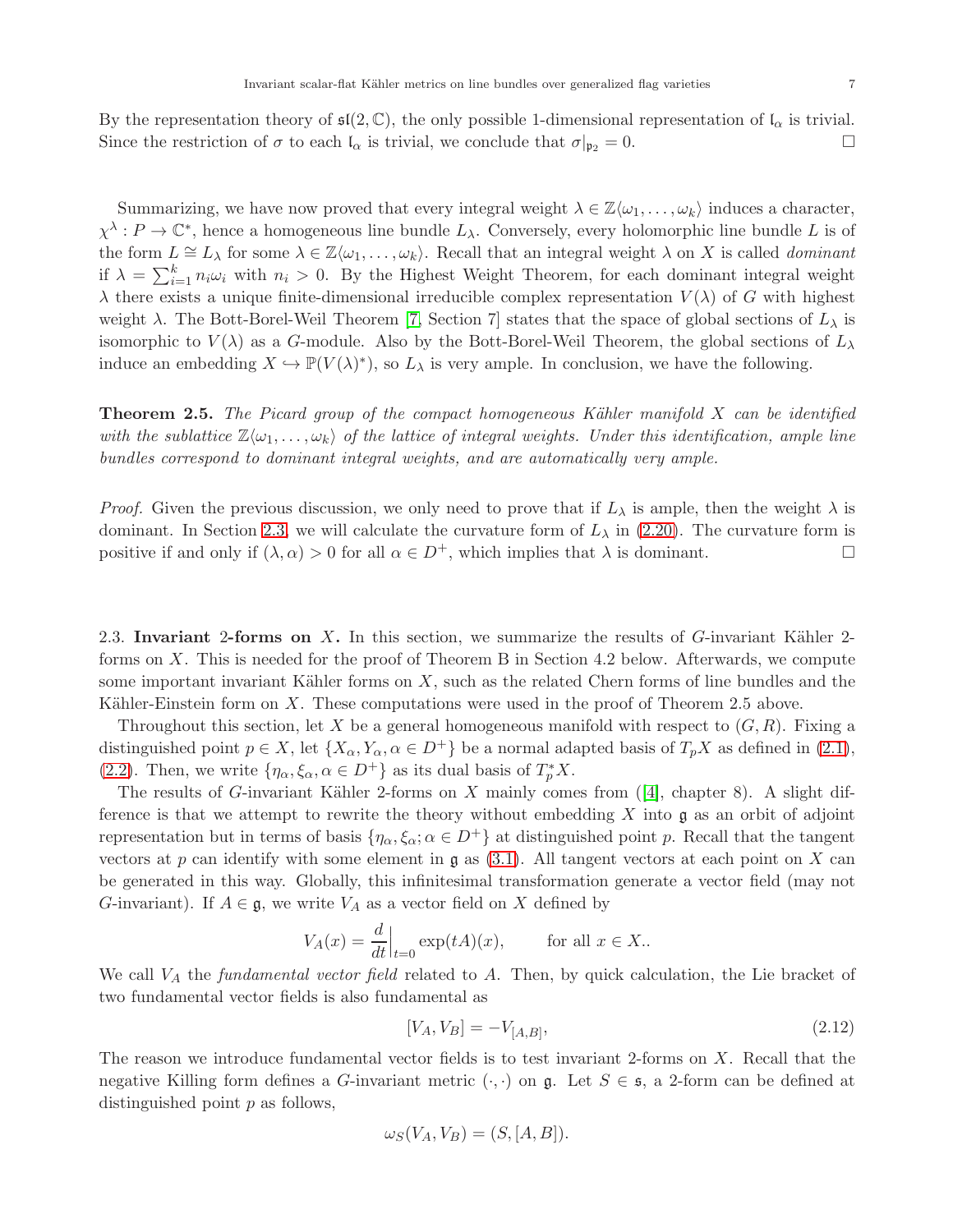By the representation theory of $\mathfrak{sl}(2,\mathbb{C})$, the only possible 1-dimensional representation of $\mathfrak{l}_\alpha$ is trivial. Since the restriction of $\sigma$ to each $\mathfrak{l}_\alpha$ is trivial, we conclude that $\sigma|_{\mathfrak{p}_2} = 0$. □

Summarizing, we have now proved that every integral weight $\lambda \in \mathbb{Z}\langle\omega_1, \ldots, \omega_k\rangle$ induces a character, $\chi^\lambda : P \to \mathbb{C}^*$, hence a homogeneous line bundle $L_\lambda$. Conversely, every holomorphic line bundle $L$ is of the form $L \cong L_\lambda$ for some $\lambda \in \mathbb{Z}\langle\omega_1, \ldots, \omega_k\rangle$. Recall that an integral weight $\lambda$ on $X$ is called *dominant* if $\lambda = \sum_{i=1}^k n_i\omega_i$ with $n_i > 0$. By the Highest Weight Theorem, for each dominant integral weight $\lambda$ there exists a unique finite-dimensional irreducible complex representation $V(\lambda)$ of $G$ with highest weight $\lambda$. The Bott-Borel-Weil Theorem [7, Section 7] states that the space of global sections of $L_\lambda$ is isomorphic to $V(\lambda)$ as a $G$-module. Also by the Bott-Borel-Weil Theorem, the global sections of $L_\lambda$ induce an embedding $X \hookrightarrow \mathbb{P}(V(\lambda)^*)$, so $L_\lambda$ is very ample. In conclusion, we have the following.

**Theorem 2.5.** *The Picard group of the compact homogeneous Kähler manifold $X$ can be identified with the sublattice $\mathbb{Z}\langle\omega_1, \ldots, \omega_k\rangle$ of the lattice of integral weights. Under this identification, ample line bundles correspond to dominant integral weights, and are automatically very ample.*

*Proof.* Given the previous discussion, we only need to prove that if $L_\lambda$ is ample, then the weight $\lambda$ is dominant. In Section 2.3, we will calculate the curvature form of $L_\lambda$ in (2.20). The curvature form is positive if and only if $(\lambda, \alpha) > 0$ for all $\alpha \in D^+$, which implies that $\lambda$ is dominant. □

### 2.3. Invariant 2-forms on $X$.

In this section, we summarize the results of $G$-invariant Kähler 2-forms on $X$. This is needed for the proof of Theorem B in Section 4.2 below. Afterwards, we compute some important invariant Kähler forms on $X$, such as the related Chern forms of line bundles and the Kähler-Einstein form on $X$. These computations were used in the proof of Theorem 2.5 above.

Throughout this section, let $X$ be a general homogeneous manifold with respect to $(G, R)$. Fixing a distinguished point $p \in X$, let $\{X_\alpha, Y_\alpha, \alpha \in D^+\}$ be a normal adapted basis of $T_pX$ as defined in (2.1), (2.2). Then, we write $\{\eta_\alpha, \xi_\alpha, \alpha \in D^+\}$ as its dual basis of $T_p^*X$.

The results of $G$-invariant Kähler 2-forms on $X$ mainly comes from ([4], chapter 8). A slight difference is that we attempt to rewrite the theory without embedding $X$ into $\mathfrak{g}$ as an orbit of adjoint representation but in terms of basis $\{\eta_\alpha, \xi_\alpha; \alpha \in D^+\}$ at distinguished point $p$. Recall that the tangent vectors at $p$ can identify with some element in $\mathfrak{g}$ as (3.1). All tangent vectors at each point on $X$ can be generated in this way. Globally, this infinitesimal transformation generate a vector field (may not $G$-invariant). If $A \in \mathfrak{g}$, we write $V_A$ as a vector field on $X$ defined by

$$V_A(x) = \frac{d}{dt}\Big|_{t=0} \exp(tA)(x), \qquad \text{for all } x \in X..$$

We call $V_A$ the *fundamental vector field* related to $A$. Then, by quick calculation, the Lie bracket of two fundamental vector fields is also fundamental as

$$[V_A, V_B] = -V_{[A,B]}, \tag{2.12}$$

The reason we introduce fundamental vector fields is to test invariant 2-forms on $X$. Recall that the negative Killing form defines a $G$-invariant metric $(\cdot,\cdot)$ on $\mathfrak{g}$. Let $S \in \mathfrak{s}$, a 2-form can be defined at distinguished point $p$ as follows,

$$\omega_S(V_A, V_B) = (S, [A, B]).$$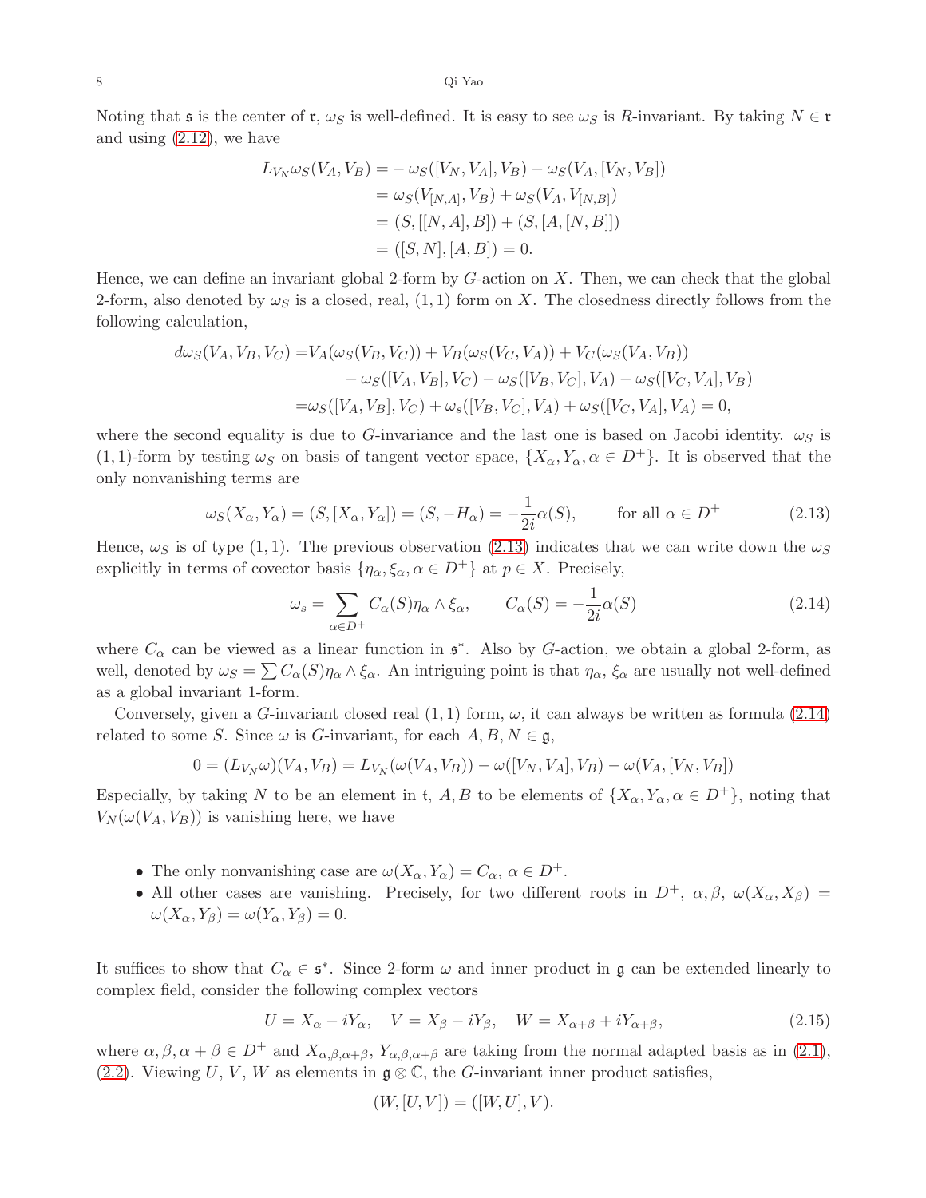Noting that $\mathfrak{s}$ is the center of $\mathfrak{r}$, $\omega_S$ is well-defined. It is easy to see $\omega_S$ is $R$-invariant. By taking $N \in \mathfrak{r}$ and using (2.12), we have

$$
\begin{aligned}
L_{V_N}\omega_S(V_A, V_B) &= -\,\omega_S([V_N, V_A], V_B) - \omega_S(V_A, [V_N, V_B]) \\
&= \omega_S(V_{[N,A]}, V_B) + \omega_S(V_A, V_{[N,B]}) \\
&= (S, [[N, A], B]) + (S, [A, [N, B]]) \\
&= ([S, N], [A, B]) = 0.
\end{aligned}
$$

Hence, we can define an invariant global 2-form by $G$-action on $X$. Then, we can check that the global 2-form, also denoted by $\omega_S$ is a closed, real, $(1,1)$ form on $X$. The closedness directly follows from the following calculation,

$$
\begin{aligned}
d\omega_S(V_A, V_B, V_C) =& V_A(\omega_S(V_B, V_C)) + V_B(\omega_S(V_C, V_A)) + V_C(\omega_S(V_A, V_B)) \\
&- \omega_S([V_A, V_B], V_C) - \omega_S([V_B, V_C], V_A) - \omega_S([V_C, V_A], V_B) \\
=& \omega_S([V_A, V_B], V_C) + \omega_S([V_B, V_C], V_A) + \omega_s([V_C, V_A], V_A) = 0,
\end{aligned}
$$

where the second equality is due to $G$-invariance and the last one is based on Jacobi identity. $\omega_S$ is $(1,1)$-form by testing $\omega_S$ on basis of tangent vector space, $\{X_\alpha, Y_\alpha, \alpha \in D^+\}$. It is observed that the only nonvanishing terms are

$$
\omega_S(X_\alpha, Y_\alpha) = (S, [X_\alpha, Y_\alpha]) = (S, -H_\alpha) = -\frac{1}{2i}\alpha(S), \qquad \text{for all } \alpha \in D^+ \tag{2.13}
$$

Hence, $\omega_S$ is of type $(1,1)$. The previous observation (2.13) indicates that we can write down the $\omega_S$ explicitly in terms of covector basis $\{\eta_\alpha, \xi_\alpha, \alpha \in D^+\}$ at $p \in X$. Precisely,

$$
\omega_s = \sum_{\alpha \in D^+} C_\alpha(S)\eta_\alpha \wedge \xi_\alpha, \qquad C_\alpha(S) = -\frac{1}{2i}\alpha(S) \tag{2.14}
$$

where $C_\alpha$ can be viewed as a linear function in $\mathfrak{s}^*$. Also by $G$-action, we obtain a global 2-form, as well, denoted by $\omega_S = \sum C_\alpha(S)\eta_\alpha \wedge \xi_\alpha$. An intriguing point is that $\eta_\alpha$, $\xi_\alpha$ are usually not well-defined as a global invariant 1-form.

Conversely, given a $G$-invariant closed real $(1,1)$ form, $\omega$, it can always be written as formula (2.14) related to some $S$. Since $\omega$ is $G$-invariant, for each $A, B, N \in \mathfrak{g}$,

$$
0 = (L_{V_N}\omega)(V_A, V_B) = L_{V_N}(\omega(V_A, V_B)) - \omega([V_N, V_A], V_B) - \omega(V_A, [V_N, V_B])
$$

Especially, by taking $N$ to be an element in $\mathfrak{t}$, $A, B$ to be elements of $\{X_\alpha, Y_\alpha, \alpha \in D^+\}$, noting that $V_N(\omega(V_A, V_B))$ is vanishing here, we have

- The only nonvanishing case are $\omega(X_\alpha, Y_\alpha) = C_\alpha$, $\alpha \in D^+$.
- All other cases are vanishing. Precisely, for two different roots in $D^+$, $\alpha, \beta$, $\omega(X_\alpha, X_\beta) = \omega(X_\alpha, Y_\beta) = \omega(Y_\alpha, Y_\beta) = 0$.

It suffices to show that $C_\alpha \in \mathfrak{s}^*$. Since 2-form $\omega$ and inner product in $\mathfrak{g}$ can be extended linearly to complex field, consider the following complex vectors

$$
U = X_\alpha - iY_\alpha, \quad V = X_\beta - iY_\beta, \quad W = X_{\alpha+\beta} + iY_{\alpha+\beta}, \tag{2.15}
$$

where $\alpha, \beta, \alpha+\beta \in D^+$ and $X_{\alpha,\beta,\alpha+\beta}$, $Y_{\alpha,\beta,\alpha+\beta}$ are taking from the normal adapted basis as in (2.1), (2.2). Viewing $U$, $V$, $W$ as elements in $\mathfrak{g} \otimes \mathbb{C}$, the $G$-invariant inner product satisfies,

$$
(W, [U, V]) = ([W, U], V).
$$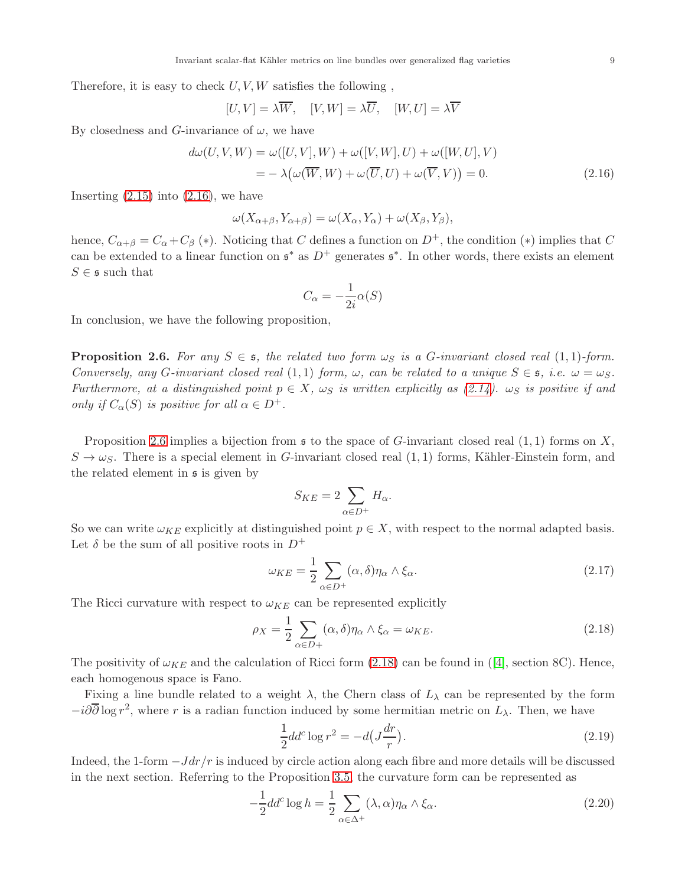Therefore, it is easy to check $U, V, W$ satisfies the following ,

$$[U,V] = \lambda \overline{W}, \quad [V,W] = \lambda \overline{U}, \quad [W,U] = \lambda \overline{V}$$

By closedness and $G$-invariance of $\omega$, we have

$$\begin{aligned} d\omega(U,V,W) &= \omega([U,V],W) + \omega([V,W],U) + \omega([W,U],V) \\ &= -\lambda\big(\omega(\overline{W},W) + \omega(\overline{U},U) + \omega(\overline{V},V)\big) = 0. \end{aligned} \tag{2.16}$$

Inserting (2.15) into (2.16), we have

$$\omega(X_{\alpha+\beta}, Y_{\alpha+\beta}) = \omega(X_\alpha, Y_\alpha) + \omega(X_\beta, Y_\beta),$$

hence, $C_{\alpha+\beta} = C_\alpha + C_\beta$ $(*)$. Noticing that $C$ defines a function on $D^+$, the condition $(*)$ implies that $C$ can be extended to a linear function on $\mathfrak{s}^*$ as $D^+$ generates $\mathfrak{s}^*$. In other words, there exists an element $S \in \mathfrak{s}$ such that

$$C_\alpha = -\frac{1}{2i}\alpha(S)$$

In conclusion, we have the following proposition,

**Proposition 2.6.** *For any $S \in \mathfrak{s}$, the related two form $\omega_S$ is a $G$-invariant closed real $(1,1)$-form. Conversely, any $G$-invariant closed real $(1,1)$ form, $\omega$, can be related to a unique $S \in \mathfrak{s}$, i.e. $\omega = \omega_S$. Furthermore, at a distinguished point $p \in X$, $\omega_S$ is written explicitly as (2.14). $\omega_S$ is positive if and only if $C_\alpha(S)$ is positive for all $\alpha \in D^+$.*

Proposition 2.6 implies a bijection from $\mathfrak{s}$ to the space of $G$-invariant closed real $(1,1)$ forms on $X$, $S \to \omega_S$. There is a special element in $G$-invariant closed real $(1,1)$ forms, Kähler-Einstein form, and the related element in $\mathfrak{s}$ is given by

$$S_{KE} = 2\sum_{\alpha \in D^+} H_\alpha.$$

So we can write $\omega_{KE}$ explicitly at distinguished point $p \in X$, with respect to the normal adapted basis. Let $\delta$ be the sum of all positive roots in $D^+$

$$\omega_{KE} = \frac{1}{2}\sum_{\alpha \in D^+} (\alpha, \delta)\eta_\alpha \wedge \xi_\alpha. \tag{2.17}$$

The Ricci curvature with respect to $\omega_{KE}$ can be represented explicitly

$$\rho_X = \frac{1}{2}\sum_{\alpha \in D+} (\alpha, \delta)\eta_\alpha \wedge \xi_\alpha = \omega_{KE}. \tag{2.18}$$

The positivity of $\omega_{KE}$ and the calculation of Ricci form (2.18) can be found in ([4], section 8C). Hence, each homogenous space is Fano.

Fixing a line bundle related to a weight $\lambda$, the Chern class of $L_\lambda$ can be represented by the form $-i\partial\overline{\partial}\log r^2$, where $r$ is a radian function induced by some hermitian metric on $L_\lambda$. Then, we have

$$\frac{1}{2}dd^c \log r^2 = -d\big(J\frac{dr}{r}\big). \tag{2.19}$$

Indeed, the 1-form $-Jdr/r$ is induced by circle action along each fibre and more details will be discussed in the next section. Referring to the Proposition 3.5, the curvature form can be represented as

$$-\frac{1}{2}dd^c \log h = \frac{1}{2}\sum_{\alpha \in \Delta^+} (\lambda, \alpha)\eta_\alpha \wedge \xi_\alpha. \tag{2.20}$$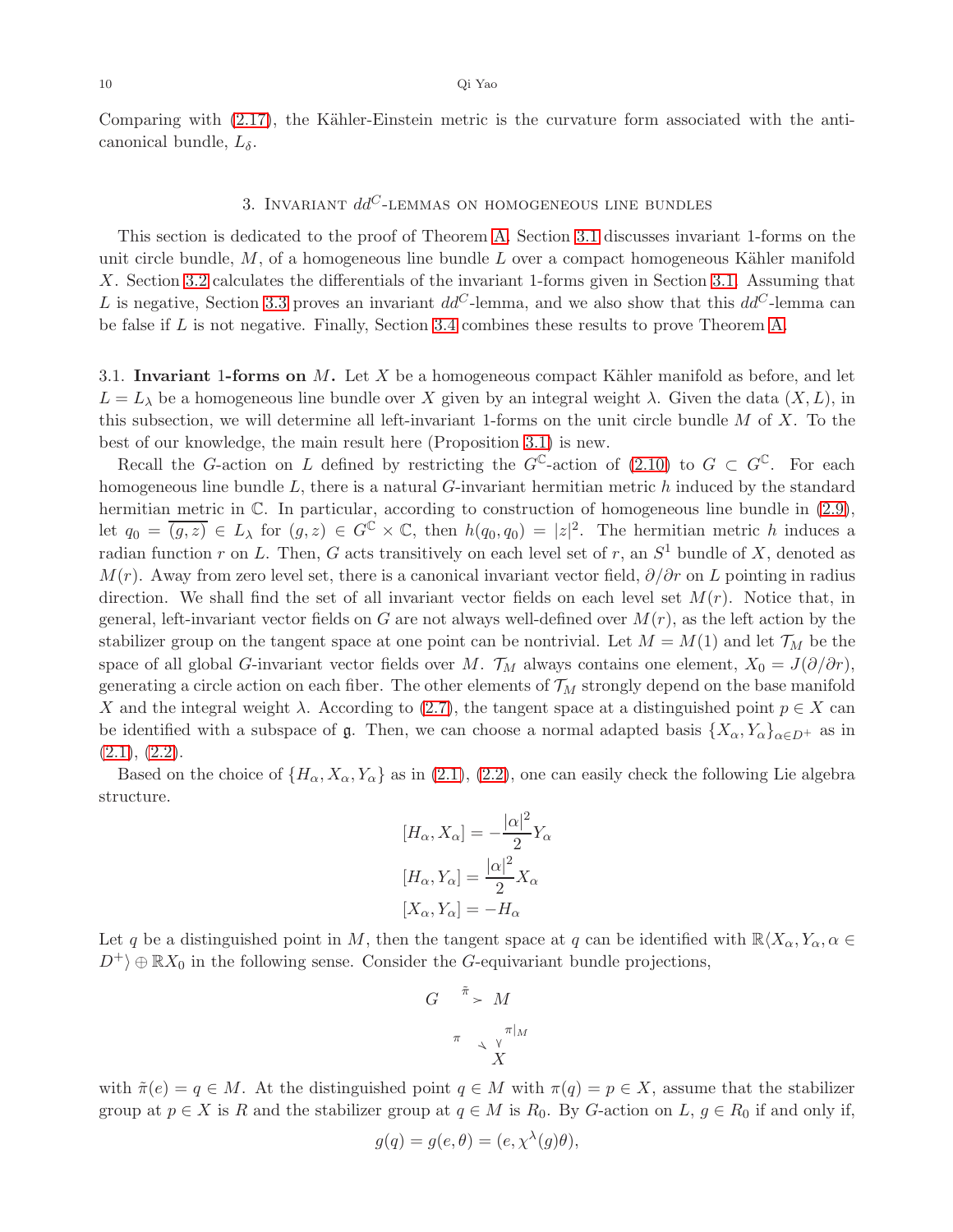Comparing with (2.17), the Kähler-Einstein metric is the curvature form associated with the anti-canonical bundle, $L_\delta$.

## 3. Invariant $dd^C$-lemmas on homogeneous line bundles

This section is dedicated to the proof of Theorem A. Section 3.1 discusses invariant 1-forms on the unit circle bundle, $M$, of a homogeneous line bundle $L$ over a compact homogeneous Kähler manifold $X$. Section 3.2 calculates the differentials of the invariant 1-forms given in Section 3.1. Assuming that $L$ is negative, Section 3.3 proves an invariant $dd^C$-lemma, and we also show that this $dd^C$-lemma can be false if $L$ is not negative. Finally, Section 3.4 combines these results to prove Theorem A.

### 3.1. Invariant 1-forms on $M$.

Let $X$ be a homogeneous compact Kähler manifold as before, and let $L = L_\lambda$ be a homogeneous line bundle over $X$ given by an integral weight $\lambda$. Given the data $(X, L)$, in this subsection, we will determine all left-invariant 1-forms on the unit circle bundle $M$ of $X$. To the best of our knowledge, the main result here (Proposition 3.1) is new.

Recall the $G$-action on $L$ defined by restricting the $G^{\mathbb{C}}$-action of (2.10) to $G \subset G^{\mathbb{C}}$. For each homogeneous line bundle $L$, there is a natural $G$-invariant hermitian metric $h$ induced by the standard hermitian metric in $\mathbb{C}$. In particular, according to construction of homogeneous line bundle in (2.9), let $q_0 = \overline{(g, z)} \in L_\lambda$ for $(g, z) \in G^{\mathbb{C}} \times \mathbb{C}$, then $h(q_0, q_0) = |z|^2$. The hermitian metric $h$ induces a radian function $r$ on $L$. Then, $G$ acts transitively on each level set of $r$, an $S^1$ bundle of $X$, denoted as $M(r)$. Away from zero level set, there is a canonical invariant vector field, $\partial/\partial r$ on $L$ pointing in radius direction. We shall find the set of all invariant vector fields on each level set $M(r)$. Notice that, in general, left-invariant vector fields on $G$ are not always well-defined over $M(r)$, as the left action by the stabilizer group on the tangent space at one point can be nontrivial. Let $M = M(1)$ and let $\mathcal{T}_M$ be the space of all global $G$-invariant vector fields over $M$. $\mathcal{T}_M$ always contains one element, $X_0 = J(\partial/\partial r)$, generating a circle action on each fiber. The other elements of $\mathcal{T}_M$ strongly depend on the base manifold $X$ and the integral weight $\lambda$. According to (2.7), the tangent space at a distinguished point $p \in X$ can be identified with a subspace of $\mathfrak{g}$. Then, we can choose a normal adapted basis $\{X_\alpha, Y_\alpha\}_{\alpha \in D^+}$ as in (2.1), (2.2).

Based on the choice of $\{H_\alpha, X_\alpha, Y_\alpha\}$ as in (2.1), (2.2), one can easily check the following Lie algebra structure.

$$
\begin{aligned}
[H_\alpha, X_\alpha] &= -\frac{|\alpha|^2}{2} Y_\alpha \\
[H_\alpha, Y_\alpha] &= \frac{|\alpha|^2}{2} X_\alpha \\
[X_\alpha, Y_\alpha] &= -H_\alpha
\end{aligned}
$$

Let $q$ be a distinguished point in $M$, then the tangent space at $q$ can be identified with $\mathbb{R}\langle X_\alpha, Y_\alpha, \alpha \in D^+\rangle \oplus \mathbb{R}X_0$ in the following sense. Consider the $G$-equivariant bundle projections,

$$
\begin{array}{ccc}
G & \xrightarrow{\tilde{\pi}} & M \\
& {\scriptstyle \pi} \searrow & \downarrow {\scriptstyle \pi|_M} \\
& & X
\end{array}
$$

with $\tilde{\pi}(e) = q \in M$. At the distinguished point $q \in M$ with $\pi(q) = p \in X$, assume that the stabilizer group at $p \in X$ is $R$ and the stabilizer group at $q \in M$ is $R_0$. By $G$-action on $L$, $g \in R_0$ if and only if,

$$
g(q) = g(e, \theta) = (e, \chi^\lambda(g)\theta),
$$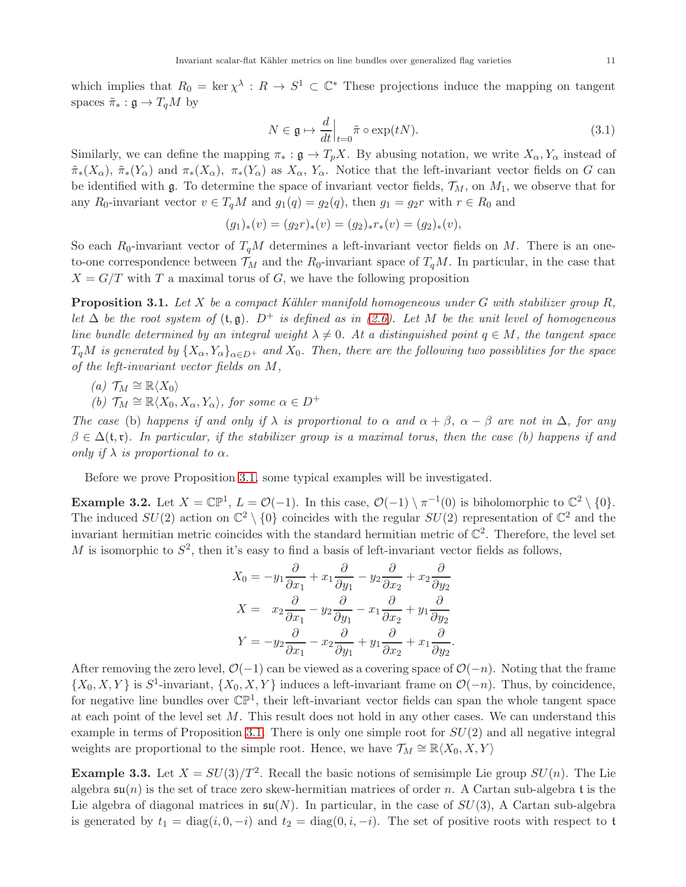which implies that $R_0 = \ker \chi^\lambda : R \to S^1 \subset \mathbb{C}^*$ These projections induce the mapping on tangent spaces $\tilde{\pi}_* : \mathfrak{g} \to T_qM$ by

$$N \in \mathfrak{g} \mapsto \frac{d}{dt}\Big|_{t=0} \tilde{\pi} \circ \exp(tN). \tag{3.1}$$

Similarly, we can define the mapping $\pi_* : \mathfrak{g} \to T_pX$. By abusing notation, we write $X_\alpha, Y_\alpha$ instead of $\tilde{\pi}_*(X_\alpha)$, $\tilde{\pi}_*(Y_\alpha)$ and $\pi_*(X_\alpha)$, $\pi_*(Y_\alpha)$ as $X_\alpha$, $Y_\alpha$. Notice that the left-invariant vector fields on $G$ can be identified with $\mathfrak{g}$. To determine the space of invariant vector fields, $\mathcal{T}_M$, on $M_1$, we observe that for any $R_0$-invariant vector $v \in T_qM$ and $g_1(q) = g_2(q)$, then $g_1 = g_2 r$ with $r \in R_0$ and

$$(g_1)_*(v) = (g_2 r)_*(v) = (g_2)_* r_*(v) = (g_2)_*(v),$$

So each $R_0$-invariant vector of $T_qM$ determines a left-invariant vector fields on $M$. There is an one-to-one correspondence between $\mathcal{T}_M$ and the $R_0$-invariant space of $T_qM$. In particular, in the case that $X = G/T$ with $T$ a maximal torus of $G$, we have the following proposition

**Proposition 3.1.** *Let $X$ be a compact Kähler manifold homogeneous under $G$ with stabilizer group $R$, let $\Delta$ be the root system of $(\mathfrak{t}, \mathfrak{g})$. $D^+$ is defined as in (2.6). Let $M$ be the unit level of homogeneous line bundle determined by an integral weight $\lambda \neq 0$. At a distinguished point $q \in M$, the tangent space $T_qM$ is generated by $\{X_\alpha, Y_\alpha\}_{\alpha \in D^+}$ and $X_0$. Then, there are the following two possiblities for the space of the left-invariant vector fields on $M$,*

*(a) $\mathcal{T}_M \cong \mathbb{R}\langle X_0 \rangle$*

*(b) $\mathcal{T}_M \cong \mathbb{R}\langle X_0, X_\alpha, Y_\alpha \rangle$, for some $\alpha \in D^+$*

*The case* (b) *happens if and only if $\lambda$ is proportional to $\alpha$ and $\alpha + \beta$, $\alpha - \beta$ are not in $\Delta$, for any $\beta \in \Delta(\mathfrak{t}, \mathfrak{r})$. In particular, if the stabilizer group is a maximal torus, then the case (b) happens if and only if $\lambda$ is proportional to $\alpha$.*

Before we prove Proposition 3.1, some typical examples will be investigated.

**Example 3.2.** Let $X = \mathbb{CP}^1$, $L = \mathcal{O}(-1)$. In this case, $\mathcal{O}(-1) \setminus \pi^{-1}(0)$ is biholomorphic to $\mathbb{C}^2 \setminus \{0\}$. The induced $SU(2)$ action on $\mathbb{C}^2 \setminus \{0\}$ coincides with the regular $SU(2)$ representation of $\mathbb{C}^2$ and the invariant hermitian metric coincides with the standard hermitian metric of $\mathbb{C}^2$. Therefore, the level set $M$ is isomorphic to $S^2$, then it's easy to find a basis of left-invariant vector fields as follows,

$$\begin{aligned}
X_0 &= -y_1\frac{\partial}{\partial x_1} + x_1\frac{\partial}{\partial y_1} - y_2\frac{\partial}{\partial x_2} + x_2\frac{\partial}{\partial y_2} \\
X &= \quad x_2\frac{\partial}{\partial x_1} - y_2\frac{\partial}{\partial y_1} - x_1\frac{\partial}{\partial x_2} + y_1\frac{\partial}{\partial y_2} \\
Y &= -y_2\frac{\partial}{\partial x_1} - x_2\frac{\partial}{\partial y_1} + y_1\frac{\partial}{\partial x_2} + x_1\frac{\partial}{\partial y_2}.
\end{aligned}$$

After removing the zero level, $\mathcal{O}(-1)$ can be viewed as a covering space of $\mathcal{O}(-n)$. Noting that the frame $\{X_0, X, Y\}$ is $S^1$-invariant, $\{X_0, X, Y\}$ induces a left-invariant frame on $\mathcal{O}(-n)$. Thus, by coincidence, for negative line bundles over $\mathbb{CP}^1$, their left-invariant vector fields can span the whole tangent space at each point of the level set $M$. This result does not hold in any other cases. We can understand this example in terms of Proposition 3.1. There is only one simple root for $SU(2)$ and all negative integral weights are proportional to the simple root. Hence, we have $\mathcal{T}_M \cong \mathbb{R}\langle X_0, X, Y \rangle$

**Example 3.3.** Let $X = SU(3)/T^2$. Recall the basic notions of semisimple Lie group $SU(n)$. The Lie algebra $\mathfrak{su}(n)$ is the set of trace zero skew-hermitian matrices of order $n$. A Cartan sub-algebra $\mathfrak{t}$ is the Lie algebra of diagonal matrices in $\mathfrak{su}(N)$. In particular, in the case of $SU(3)$, A Cartan sub-algebra is generated by $t_1 = \mathrm{diag}(i, 0, -i)$ and $t_2 = \mathrm{diag}(0, i, -i)$. The set of positive roots with respect to $\mathfrak{t}$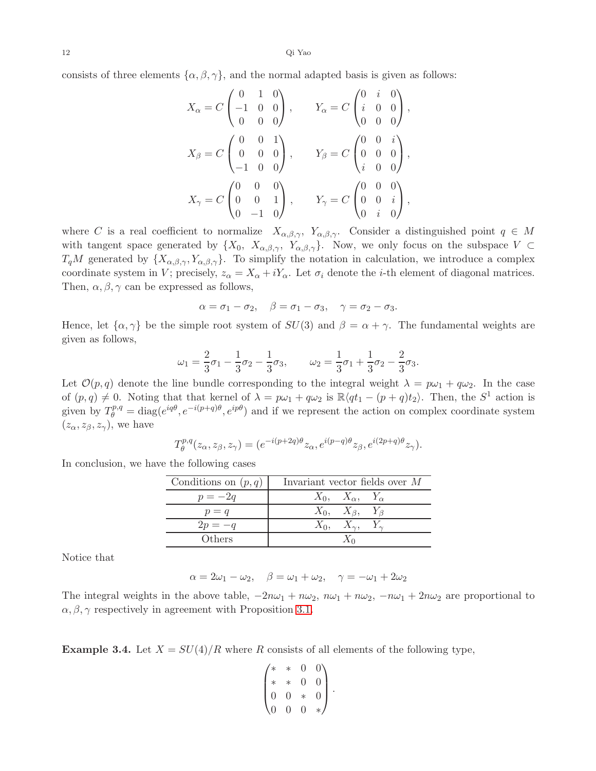consists of three elements $\{\alpha, \beta, \gamma\}$, and the normal adapted basis is given as follows:

$$X_\alpha = C\begin{pmatrix} 0 & 1 & 0 \\ -1 & 0 & 0 \\ 0 & 0 & 0 \end{pmatrix}, \qquad Y_\alpha = C\begin{pmatrix} 0 & i & 0 \\ i & 0 & 0 \\ 0 & 0 & 0 \end{pmatrix},$$

$$X_\beta = C\begin{pmatrix} 0 & 0 & 1 \\ 0 & 0 & 0 \\ -1 & 0 & 0 \end{pmatrix}, \qquad Y_\beta = C\begin{pmatrix} 0 & 0 & i \\ 0 & 0 & 0 \\ i & 0 & 0 \end{pmatrix},$$

$$X_\gamma = C\begin{pmatrix} 0 & 0 & 0 \\ 0 & 0 & 1 \\ 0 & -1 & 0 \end{pmatrix}, \qquad Y_\gamma = C\begin{pmatrix} 0 & 0 & 0 \\ 0 & 0 & i \\ 0 & i & 0 \end{pmatrix},$$

where $C$ is a real coefficient to normalize $X_{\alpha,\beta,\gamma},\ Y_{\alpha,\beta,\gamma}$. Consider a distinguished point $q \in M$ with tangent space generated by $\{X_0,\ X_{\alpha,\beta,\gamma},\ Y_{\alpha,\beta,\gamma}\}$. Now, we only focus on the subspace $V \subset T_qM$ generated by $\{X_{\alpha,\beta,\gamma}, Y_{\alpha,\beta,\gamma}\}$. To simplify the notation in calculation, we introduce a complex coordinate system in $V$; precisely, $z_\alpha = X_\alpha + iY_\alpha$. Let $\sigma_i$ denote the $i$-th element of diagonal matrices. Then, $\alpha, \beta, \gamma$ can be expressed as follows,

$$\alpha = \sigma_1 - \sigma_2, \quad \beta = \sigma_1 - \sigma_3, \quad \gamma = \sigma_2 - \sigma_3.$$

Hence, let $\{\alpha, \gamma\}$ be the simple root system of $SU(3)$ and $\beta = \alpha + \gamma$. The fundamental weights are given as follows,

$$\omega_1 = \frac{2}{3}\sigma_1 - \frac{1}{3}\sigma_2 - \frac{1}{3}\sigma_3, \qquad \omega_2 = \frac{1}{3}\sigma_1 + \frac{1}{3}\sigma_2 - \frac{2}{3}\sigma_3.$$

Let $\mathcal{O}(p, q)$ denote the line bundle corresponding to the integral weight $\lambda = p\omega_1 + q\omega_2$. In the case of $(p, q) \neq 0$. Noting that that kernel of $\lambda = p\omega_1 + q\omega_2$ is $\mathbb{R}\langle qt_1 - (p+q)t_2\rangle$. Then, the $S^1$ action is given by $T^{p,q}_\theta = \mathrm{diag}(e^{iq\theta}, e^{-i(p+q)\theta}, e^{ip\theta})$ and if we represent the action on complex coordinate system $(z_\alpha, z_\beta, z_\gamma)$, we have

$$T^{p,q}_\theta(z_\alpha, z_\beta, z_\gamma) = (e^{-i(p+2q)\theta} z_\alpha, e^{i(p-q)\theta} z_\beta, e^{i(2p+q)\theta} z_\gamma).$$

In conclusion, we have the following cases

| Conditions on $(p, q)$ | Invariant vector fields over $M$ |
|---|---|
| $p = -2q$ | $X_0, \quad X_\alpha, \quad Y_\alpha$ |
| $p = q$ | $X_0, \quad X_\beta, \quad Y_\beta$ |
| $2p = -q$ | $X_0, \quad X_\gamma, \quad Y_\gamma$ |
| Others | $X_0$ |

Notice that

$$\alpha = 2\omega_1 - \omega_2, \quad \beta = \omega_1 + \omega_2, \quad \gamma = -\omega_1 + 2\omega_2$$

The integral weights in the above table, $-2n\omega_1 + n\omega_2$, $n\omega_1 + n\omega_2$, $-n\omega_1 + 2n\omega_2$ are proportional to $\alpha, \beta, \gamma$ respectively in agreement with Proposition 3.1.

**Example 3.4.** Let $X = SU(4)/R$ where $R$ consists of all elements of the following type,

$$\begin{pmatrix} * & * & 0 & 0 \\ * & * & 0 & 0 \\ 0 & 0 & * & 0 \\ 0 & 0 & 0 & * \end{pmatrix}.$$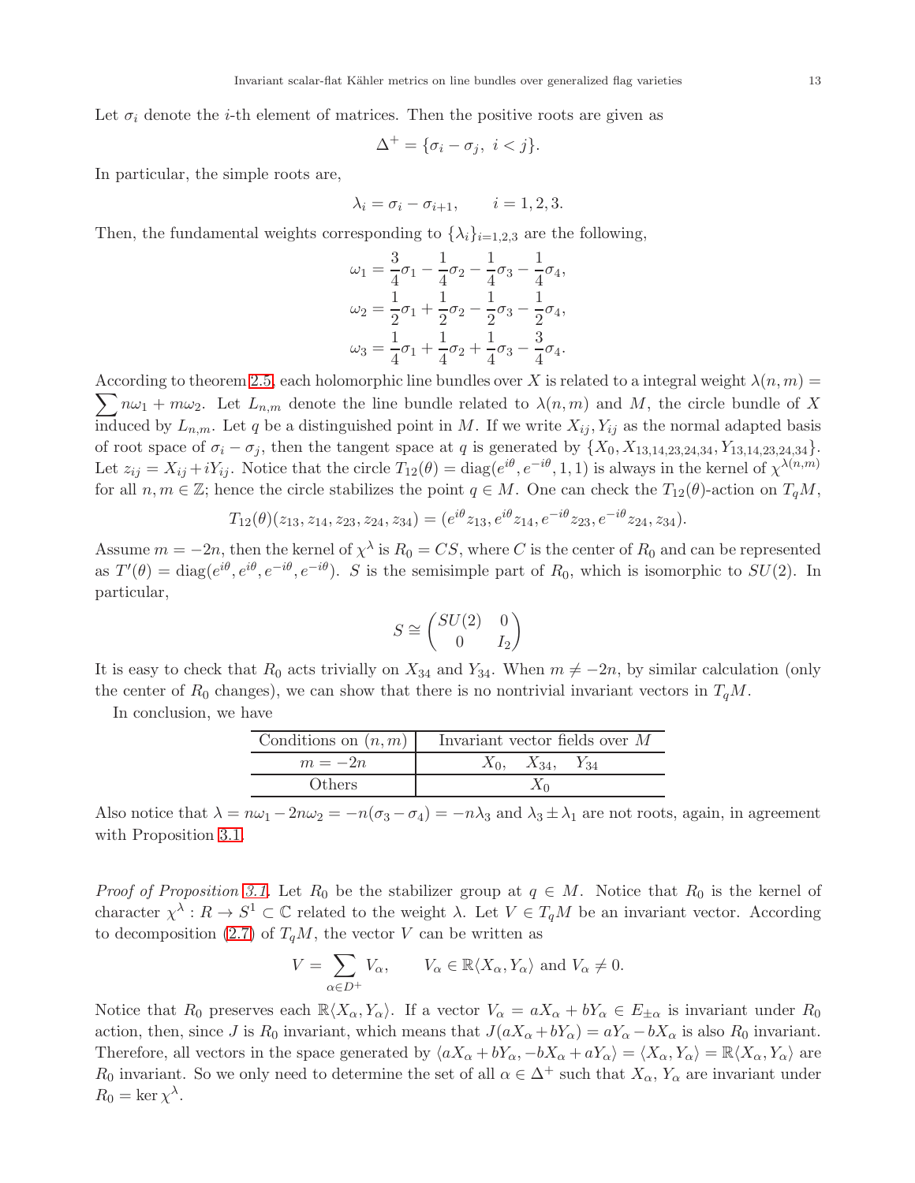Let $\sigma_i$ denote the $i$-th element of matrices. Then the positive roots are given as

$$\Delta^+ = \{\sigma_i - \sigma_j,\ i < j\}.$$

In particular, the simple roots are,

$$\lambda_i = \sigma_i - \sigma_{i+1}, \qquad i = 1, 2, 3.$$

Then, the fundamental weights corresponding to $\{\lambda_i\}_{i=1,2,3}$ are the following,

$$\omega_1 = \frac{3}{4}\sigma_1 - \frac{1}{4}\sigma_2 - \frac{1}{4}\sigma_3 - \frac{1}{4}\sigma_4,$$
$$\omega_2 = \frac{1}{2}\sigma_1 + \frac{1}{2}\sigma_2 - \frac{1}{2}\sigma_3 - \frac{1}{2}\sigma_4,$$
$$\omega_3 = \frac{1}{4}\sigma_1 + \frac{1}{4}\sigma_2 + \frac{1}{4}\sigma_3 - \frac{3}{4}\sigma_4.$$

According to theorem 2.5, each holomorphic line bundles over $X$ is related to a integral weight $\lambda(n,m) = \sum n\omega_1 + m\omega_2$. Let $L_{n,m}$ denote the line bundle related to $\lambda(n,m)$ and $M$, the circle bundle of $X$ induced by $L_{n,m}$. Let $q$ be a distinguished point in $M$. If we write $X_{ij}, Y_{ij}$ as the normal adapted basis of root space of $\sigma_i - \sigma_j$, then the tangent space at $q$ is generated by $\{X_0, X_{13,14,23,24,34}, Y_{13,14,23,24,34}\}$. Let $z_{ij} = X_{ij} + iY_{ij}$. Notice that the circle $T_{12}(\theta) = \mathrm{diag}(e^{i\theta}, e^{-i\theta}, 1, 1)$ is always in the kernel of $\chi^{\lambda(n,m)}$ for all $n, m \in \mathbb{Z}$; hence the circle stabilizes the point $q \in M$. One can check the $T_{12}(\theta)$-action on $T_qM$,

$$T_{12}(\theta)(z_{13}, z_{14}, z_{23}, z_{24}, z_{34}) = (e^{i\theta}z_{13}, e^{i\theta}z_{14}, e^{-i\theta}z_{23}, e^{-i\theta}z_{24}, z_{34}).$$

Assume $m = -2n$, then the kernel of $\chi^\lambda$ is $R_0 = CS$, where $C$ is the center of $R_0$ and can be represented as $T'(\theta) = \mathrm{diag}(e^{i\theta}, e^{i\theta}, e^{-i\theta}, e^{-i\theta})$. $S$ is the semisimple part of $R_0$, which is isomorphic to $SU(2)$. In particular,

$$S \cong \begin{pmatrix} SU(2) & 0 \\ 0 & I_2 \end{pmatrix}$$

It is easy to check that $R_0$ acts trivially on $X_{34}$ and $Y_{34}$. When $m \neq -2n$, by similar calculation (only the center of $R_0$ changes), we can show that there is no nontrivial invariant vectors in $T_qM$.

In conclusion, we have

| Conditions on $(n,m)$ | Invariant vector fields over $M$ |
|---|---|
| $m = -2n$ | $X_0, \quad X_{34}, \quad Y_{34}$ |
| Others | $X_0$ |

Also notice that $\lambda = n\omega_1 - 2n\omega_2 = -n(\sigma_3 - \sigma_4) = -n\lambda_3$ and $\lambda_3 \pm \lambda_1$ are not roots, again, in agreement with Proposition 3.1.

*Proof of Proposition 3.1.* Let $R_0$ be the stabilizer group at $q \in M$. Notice that $R_0$ is the kernel of character $\chi^\lambda : R \to S^1 \subset \mathbb{C}$ related to the weight $\lambda$. Let $V \in T_qM$ be an invariant vector. According to decomposition (2.7) of $T_qM$, the vector $V$ can be written as

$$V = \sum_{\alpha \in D^+} V_\alpha, \qquad V_\alpha \in \mathbb{R}\langle X_\alpha, Y_\alpha\rangle \text{ and } V_\alpha \neq 0.$$

Notice that $R_0$ preserves each $\mathbb{R}\langle X_\alpha, Y_\alpha\rangle$. If a vector $V_\alpha = aX_\alpha + bY_\alpha \in E_{\pm\alpha}$ is invariant under $R_0$ action, then, since $J$ is $R_0$ invariant, which means that $J(aX_\alpha + bY_\alpha) = aY_\alpha - bX_\alpha$ is also $R_0$ invariant. Therefore, all vectors in the space generated by $\langle aX_\alpha + bY_\alpha, -bX_\alpha + aY_\alpha\rangle = \langle X_\alpha, Y_\alpha\rangle = \mathbb{R}\langle X_\alpha, Y_\alpha\rangle$ are $R_0$ invariant. So we only need to determine the set of all $\alpha \in \Delta^+$ such that $X_\alpha$, $Y_\alpha$ are invariant under $R_0 = \ker \chi^\lambda$.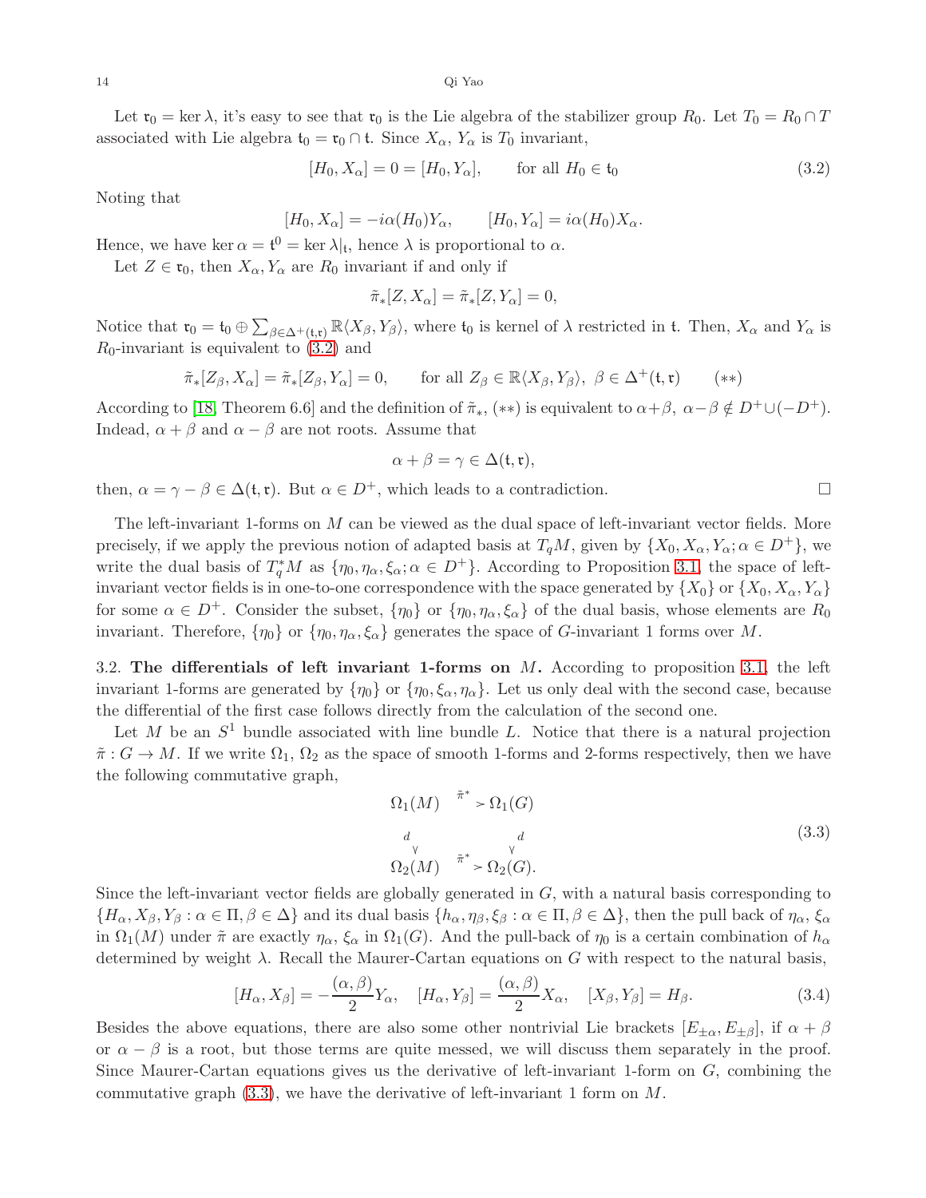Let $\mathfrak{r}_0 = \ker \lambda$, it's easy to see that $\mathfrak{r}_0$ is the Lie algebra of the stabilizer group $R_0$. Let $T_0 = R_0 \cap T$ associated with Lie algebra $\mathfrak{t}_0 = \mathfrak{r}_0 \cap \mathfrak{t}$. Since $X_\alpha$, $Y_\alpha$ is $T_0$ invariant,

$$[H_0, X_\alpha] = 0 = [H_0, Y_\alpha], \qquad \text{for all } H_0 \in \mathfrak{t}_0 \tag{3.2}$$

Noting that

$$[H_0, X_\alpha] = -i\alpha(H_0)Y_\alpha, \qquad [H_0, Y_\alpha] = i\alpha(H_0)X_\alpha.$$

Hence, we have $\ker \alpha = \mathfrak{t}^0 = \ker \lambda|_\mathfrak{t}$, hence $\lambda$ is proportional to $\alpha$.

Let $Z \in \mathfrak{r}_0$, then $X_\alpha, Y_\alpha$ are $R_0$ invariant if and only if

$$\tilde{\pi}_*[Z, X_\alpha] = \tilde{\pi}_*[Z, Y_\alpha] = 0,$$

Notice that $\mathfrak{r}_0 = \mathfrak{t}_0 \oplus \sum_{\beta \in \Delta^+(\mathfrak{t},\mathfrak{r})} \mathbb{R}\langle X_\beta, Y_\beta \rangle$, where $\mathfrak{t}_0$ is kernel of $\lambda$ restricted in $\mathfrak{t}$. Then, $X_\alpha$ and $Y_\alpha$ is $R_0$-invariant is equivalent to (3.2) and

$$\tilde{\pi}_*[Z_\beta, X_\alpha] = \tilde{\pi}_*[Z_\beta, Y_\alpha] = 0, \qquad \text{for all } Z_\beta \in \mathbb{R}\langle X_\beta, Y_\beta \rangle,\ \beta \in \Delta^+(\mathfrak{t}, \mathfrak{r}) \qquad (**)$$

According to [18, Theorem 6.6] and the definition of $\tilde{\pi}_*$, $(**)$ is equivalent to $\alpha+\beta,\ \alpha-\beta \notin D^+ \cup (-D^+)$. Indead, $\alpha + \beta$ and $\alpha - \beta$ are not roots. Assume that

$$\alpha + \beta = \gamma \in \Delta(\mathfrak{t}, \mathfrak{r}),$$

then, $\alpha = \gamma - \beta \in \Delta(\mathfrak{t}, \mathfrak{r})$. But $\alpha \in D^+$, which leads to a contradiction. □

The left-invariant 1-forms on $M$ can be viewed as the dual space of left-invariant vector fields. More precisely, if we apply the previous notion of adapted basis at $T_qM$, given by $\{X_0, X_\alpha, Y_\alpha; \alpha \in D^+\}$, we write the dual basis of $T_q^*M$ as $\{\eta_0, \eta_\alpha, \xi_\alpha; \alpha \in D^+\}$. According to Proposition 3.1, the space of left-invariant vector fields is in one-to-one correspondence with the space generated by $\{X_0\}$ or $\{X_0, X_\alpha, Y_\alpha\}$ for some $\alpha \in D^+$. Consider the subset, $\{\eta_0\}$ or $\{\eta_0, \eta_\alpha, \xi_\alpha\}$ of the dual basis, whose elements are $R_0$ invariant. Therefore, $\{\eta_0\}$ or $\{\eta_0, \eta_\alpha, \xi_\alpha\}$ generates the space of $G$-invariant 1 forms over $M$.

3.2. **The differentials of left invariant 1-forms on** $M$**.** According to proposition 3.1, the left invariant 1-forms are generated by $\{\eta_0\}$ or $\{\eta_0, \xi_\alpha, \eta_\alpha\}$. Let us only deal with the second case, because the differential of the first case follows directly from the calculation of the second one.

Let $M$ be an $S^1$ bundle associated with line bundle $L$. Notice that there is a natural projection $\tilde{\pi} : G \to M$. If we write $\Omega_1$, $\Omega_2$ as the space of smooth 1-forms and 2-forms respectively, then we have the following commutative graph,

$$\begin{array}{ccc} \Omega_1(M) & \xrightarrow{\tilde{\pi}^*} & \Omega_1(G) \\ \downarrow d & & \downarrow d \\ \Omega_2(M) & \xrightarrow{\tilde{\pi}^*} & \Omega_2(G). \end{array} \tag{3.3}$$

Since the left-invariant vector fields are globally generated in $G$, with a natural basis corresponding to $\{H_\alpha, X_\beta, Y_\beta : \alpha \in \Pi, \beta \in \Delta\}$ and its dual basis $\{h_\alpha, \eta_\beta, \xi_\beta : \alpha \in \Pi, \beta \in \Delta\}$, then the pull back of $\eta_\alpha$, $\xi_\alpha$ in $\Omega_1(M)$ under $\tilde{\pi}$ are exactly $\eta_\alpha$, $\xi_\alpha$ in $\Omega_1(G)$. And the pull-back of $\eta_0$ is a certain combination of $h_\alpha$ determined by weight $\lambda$. Recall the Maurer-Cartan equations on $G$ with respect to the natural basis,

$$[H_\alpha, X_\beta] = -\frac{(\alpha, \beta)}{2} Y_\alpha, \quad [H_\alpha, Y_\beta] = \frac{(\alpha, \beta)}{2} X_\alpha, \quad [X_\beta, Y_\beta] = H_\beta. \tag{3.4}$$

Besides the above equations, there are also some other nontrivial Lie brackets $[E_{\pm\alpha}, E_{\pm\beta}]$, if $\alpha + \beta$ or $\alpha - \beta$ is a root, but those terms are quite messed, we will discuss them separately in the proof. Since Maurer-Cartan equations gives us the derivative of left-invariant 1-form on $G$, combining the commutative graph (3.3), we have the derivative of left-invariant 1 form on $M$.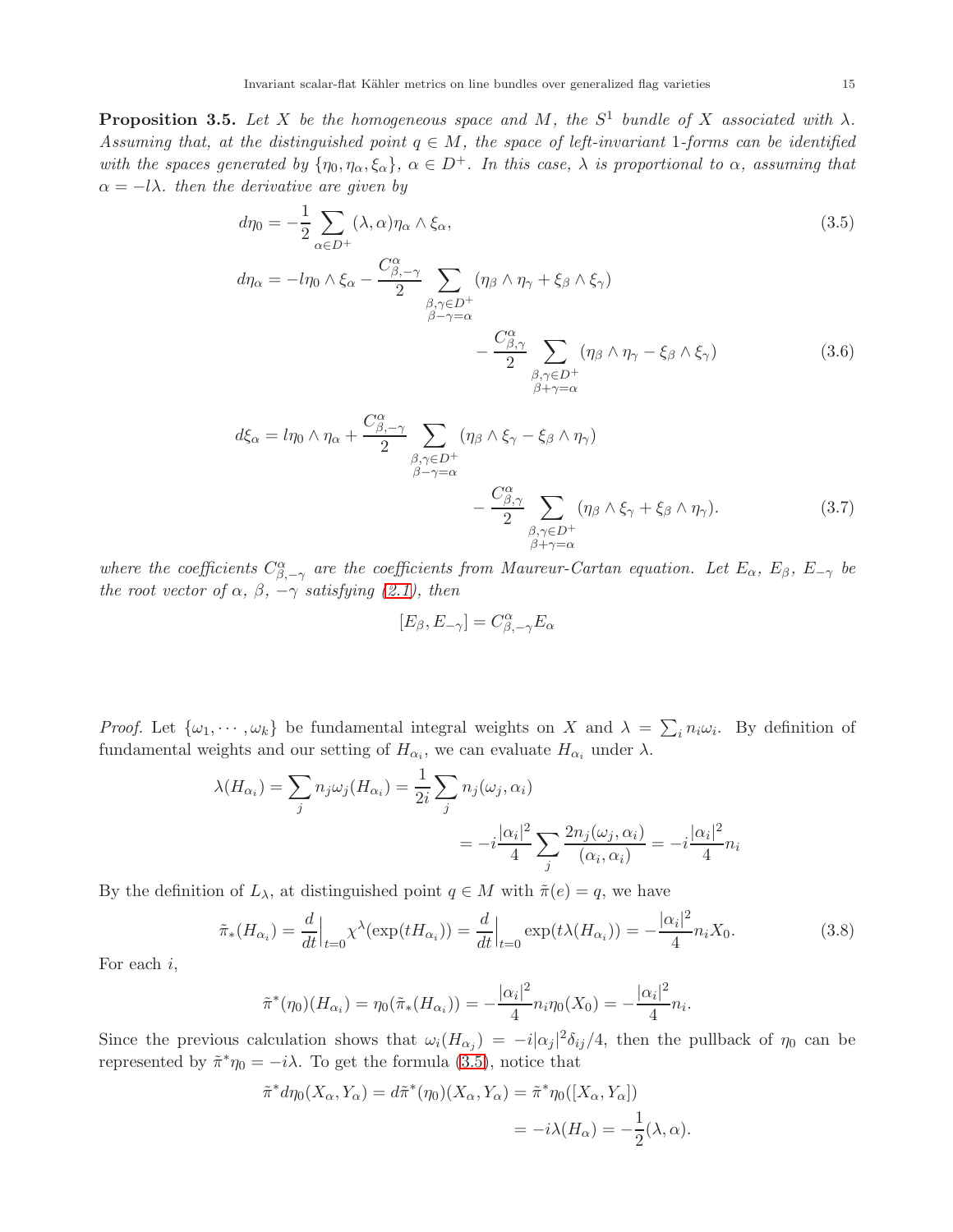**Proposition 3.5.** *Let $X$ be the homogeneous space and $M$, the $S^1$ bundle of $X$ associated with $\lambda$. Assuming that, at the distinguished point $q \in M$, the space of left-invariant 1-forms can be identified with the spaces generated by $\{\eta_0, \eta_\alpha, \xi_\alpha\}$, $\alpha \in D^+$. In this case, $\lambda$ is proportional to $\alpha$, assuming that $\alpha = -l\lambda$. then the derivative are given by*

$$d\eta_0 = -\frac{1}{2}\sum_{\alpha \in D^+} (\lambda, \alpha)\eta_\alpha \wedge \xi_\alpha, \tag{3.5}$$

$$d\eta_\alpha = -l\eta_0 \wedge \xi_\alpha - \frac{C^\alpha_{\beta,-\gamma}}{2} \sum_{\substack{\beta,\gamma \in D^+ \\ \beta - \gamma = \alpha}} (\eta_\beta \wedge \eta_\gamma + \xi_\beta \wedge \xi_\gamma) - \frac{C^\alpha_{\beta,\gamma}}{2} \sum_{\substack{\beta,\gamma \in D^+ \\ \beta + \gamma = \alpha}} (\eta_\beta \wedge \eta_\gamma - \xi_\beta \wedge \xi_\gamma) \tag{3.6}$$

$$d\xi_\alpha = l\eta_0 \wedge \eta_\alpha + \frac{C^\alpha_{\beta,-\gamma}}{2} \sum_{\substack{\beta,\gamma \in D^+ \\ \beta - \gamma = \alpha}} (\eta_\beta \wedge \xi_\gamma - \xi_\beta \wedge \eta_\gamma) - \frac{C^\alpha_{\beta,\gamma}}{2} \sum_{\substack{\beta,\gamma \in D^+ \\ \beta + \gamma = \alpha}} (\eta_\beta \wedge \xi_\gamma + \xi_\beta \wedge \eta_\gamma). \tag{3.7}$$

*where the coefficients $C^\alpha_{\beta,-\gamma}$ are the coefficients from Maureur-Cartan equation. Let $E_\alpha$, $E_\beta$, $E_{-\gamma}$ be the root vector of $\alpha$, $\beta$, $-\gamma$ satisfying (2.1), then*

$$[E_\beta, E_{-\gamma}] = C^\alpha_{\beta,-\gamma} E_\alpha$$

*Proof.* Let $\{\omega_1, \cdots, \omega_k\}$ be fundamental integral weights on $X$ and $\lambda = \sum_i n_i \omega_i$. By definition of fundamental weights and our setting of $H_{\alpha_i}$, we can evaluate $H_{\alpha_i}$ under $\lambda$.

$$\lambda(H_{\alpha_i}) = \sum_j n_j \omega_j(H_{\alpha_i}) = \frac{1}{2i}\sum_j n_j(\omega_j, \alpha_i) = -i\frac{|\alpha_i|^2}{4}\sum_j \frac{2n_j(\omega_j, \alpha_i)}{(\alpha_i, \alpha_i)} = -i\frac{|\alpha_i|^2}{4} n_i$$

By the definition of $L_\lambda$, at distinguished point $q \in M$ with $\tilde{\pi}(e) = q$, we have

$$\tilde{\pi}_*(H_{\alpha_i}) = \frac{d}{dt}\Big|_{t=0} \chi^\lambda(\exp(tH_{\alpha_i})) = \frac{d}{dt}\Big|_{t=0} \exp(t\lambda(H_{\alpha_i})) = -\frac{|\alpha_i|^2}{4} n_i X_0. \tag{3.8}$$

For each $i$,

$$\tilde{\pi}^*(\eta_0)(H_{\alpha_i}) = \eta_0(\tilde{\pi}_*(H_{\alpha_i})) = -\frac{|\alpha_i|^2}{4} n_i \eta_0(X_0) = -\frac{|\alpha_i|^2}{4} n_i.$$

Since the previous calculation shows that $\omega_i(H_{\alpha_j}) = -i|\alpha_j|^2\delta_{ij}/4$, then the pullback of $\eta_0$ can be represented by $\tilde{\pi}^*\eta_0 = -i\lambda$. To get the formula (3.5), notice that

$$\tilde{\pi}^* d\eta_0(X_\alpha, Y_\alpha) = d\tilde{\pi}^*(\eta_0)(X_\alpha, Y_\alpha) = \tilde{\pi}^*\eta_0([X_\alpha, Y_\alpha]) = -i\lambda(H_\alpha) = -\frac{1}{2}(\lambda, \alpha).$$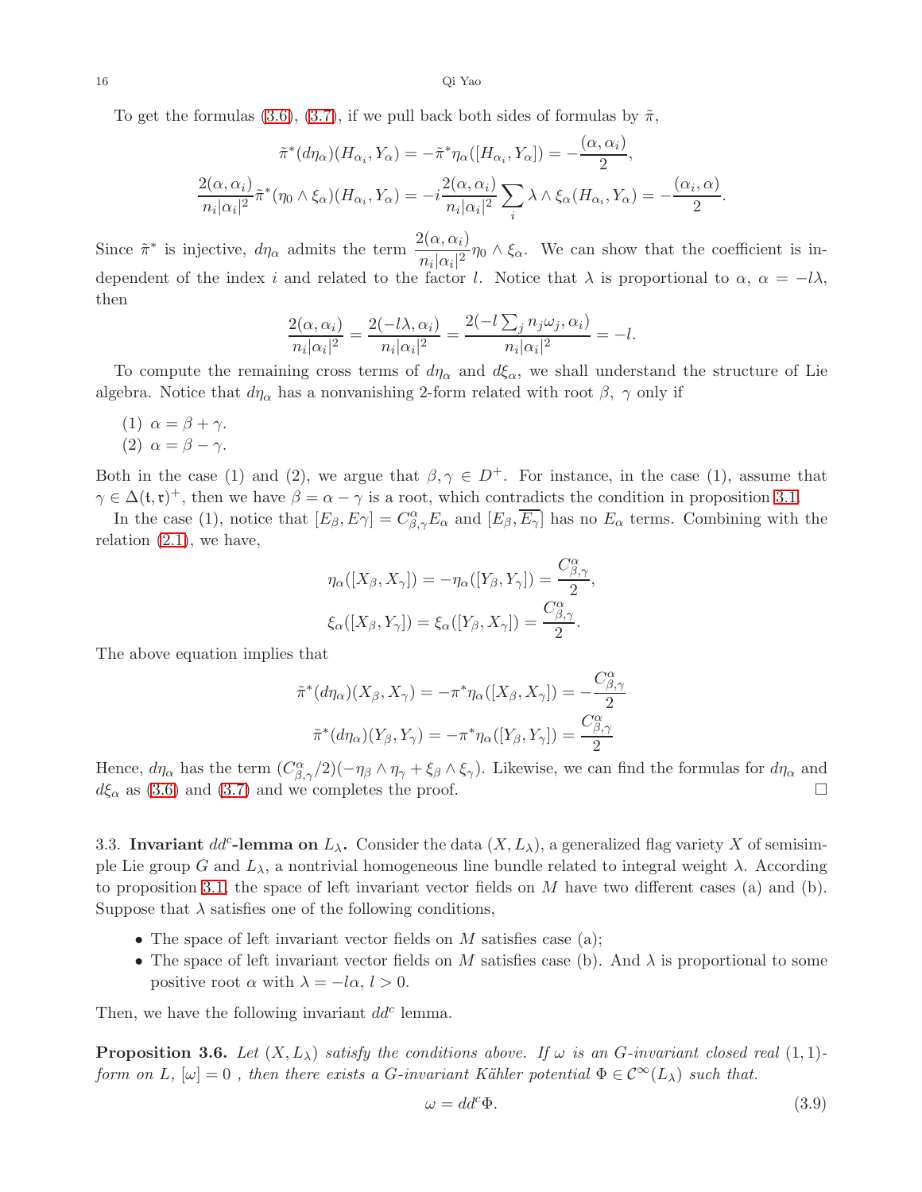To get the formulas (3.6), (3.7), if we pull back both sides of formulas by $\tilde{\pi}$,

$$\tilde{\pi}^*(d\eta_\alpha)(H_{\alpha_i}, Y_\alpha) = -\tilde{\pi}^*\eta_\alpha([H_{\alpha_i}, Y_\alpha]) = -\frac{(\alpha, \alpha_i)}{2},$$

$$\frac{2(\alpha,\alpha_i)}{n_i|\alpha_i|^2}\tilde{\pi}^*(\eta_0 \wedge \xi_\alpha)(H_{\alpha_i}, Y_\alpha) = -i\frac{2(\alpha,\alpha_i)}{n_i|\alpha_i|^2}\sum_i \lambda \wedge \xi_\alpha(H_{\alpha_i}, Y_\alpha) = -\frac{(\alpha_i,\alpha)}{2}.$$

Since $\tilde{\pi}^*$ is injective, $d\eta_\alpha$ admits the term $\dfrac{2(\alpha,\alpha_i)}{n_i|\alpha_i|^2}\eta_0 \wedge \xi_\alpha$. We can show that the coefficient is independent of the index $i$ and related to the factor $l$. Notice that $\lambda$ is proportional to $\alpha$, $\alpha = -l\lambda$, then

$$\frac{2(\alpha,\alpha_i)}{n_i|\alpha_i|^2} = \frac{2(-l\lambda,\alpha_i)}{n_i|\alpha_i|^2} = \frac{2(-l\sum_j n_j\omega_j, \alpha_i)}{n_i|\alpha_i|^2} = -l.$$

To compute the remaining cross terms of $d\eta_\alpha$ and $d\xi_\alpha$, we shall understand the structure of Lie algebra. Notice that $d\eta_\alpha$ has a nonvanishing 2-form related with root $\beta$, $\gamma$ only if

(1) $\alpha = \beta + \gamma$.
(2) $\alpha = \beta - \gamma$.

Both in the case (1) and (2), we argue that $\beta, \gamma \in D^+$. For instance, in the case (1), assume that $\gamma \in \Delta(\mathfrak{t}, \mathfrak{r})^+$, then we have $\beta = \alpha - \gamma$ is a root, which contradicts the condition in proposition 3.1.

In the case (1), notice that $[E_\beta, E\gamma] = C^\alpha_{\beta,\gamma}E_\alpha$ and $[E_\beta, \overline{E_\gamma}]$ has no $E_\alpha$ terms. Combining with the relation (2.1), we have,

$$\eta_\alpha([X_\beta, X_\gamma]) = -\eta_\alpha([Y_\beta, Y_\gamma]) = \frac{C^\alpha_{\beta,\gamma}}{2},$$

$$\xi_\alpha([X_\beta, Y_\gamma]) = \xi_\alpha([Y_\beta, X_\gamma]) = \frac{C^\alpha_{\beta,\gamma}}{2}.$$

The above equation implies that

$$\tilde{\pi}^*(d\eta_\alpha)(X_\beta, X_\gamma) = -\pi^*\eta_\alpha([X_\beta, X_\gamma]) = -\frac{C^\alpha_{\beta,\gamma}}{2}$$

$$\tilde{\pi}^*(d\eta_\alpha)(Y_\beta, Y_\gamma) = -\pi^*\eta_\alpha([Y_\beta, Y_\gamma]) = \frac{C^\alpha_{\beta,\gamma}}{2}$$

Hence, $d\eta_\alpha$ has the term $(C^\alpha_{\beta,\gamma}/2)(-\eta_\beta \wedge \eta_\gamma + \xi_\beta \wedge \xi_\gamma)$. Likewise, we can find the formulas for $d\eta_\alpha$ and $d\xi_\alpha$ as (3.6) and (3.7) and we completes the proof. □

3.3. **Invariant $dd^c$-lemma on $L_\lambda$.** Consider the data $(X, L_\lambda)$, a generalized flag variety $X$ of semisimple Lie group $G$ and $L_\lambda$, a nontrivial homogeneous line bundle related to integral weight $\lambda$. According to proposition 3.1, the space of left invariant vector fields on $M$ have two different cases (a) and (b). Suppose that $\lambda$ satisfies one of the following conditions,

- The space of left invariant vector fields on $M$ satisfies case (a);
- The space of left invariant vector fields on $M$ satisfies case (b). And $\lambda$ is proportional to some positive root $\alpha$ with $\lambda = -l\alpha$, $l > 0$.

Then, we have the following invariant $dd^c$ lemma.

**Proposition 3.6.** *Let $(X, L_\lambda)$ satisfy the conditions above. If $\omega$ is an $G$-invariant closed real $(1,1)$-form on $L$, $[\omega] = 0$ , then there exists a $G$-invariant Kähler potential $\Phi \in \mathcal{C}^\infty(L_\lambda)$ such that.*

$$\omega = dd^c\Phi. \tag{3.9}$$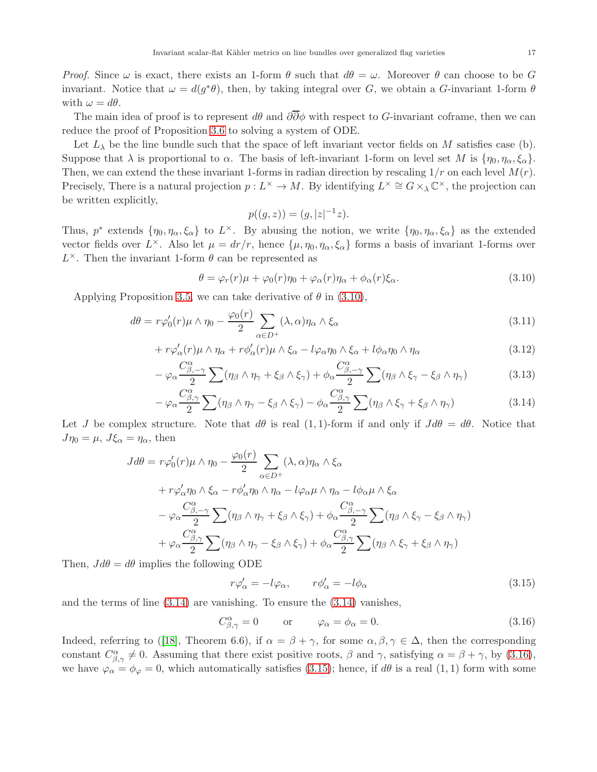*Proof.* Since $\omega$ is exact, there exists an 1-form $\theta$ such that $d\theta = \omega$. Moreover $\theta$ can choose to be $G$ invariant. Notice that $\omega = d(g^*\theta)$, then, by taking integral over $G$, we obtain a $G$-invariant 1-form $\theta$ with $\omega = d\theta$.

The main idea of proof is to represent $d\theta$ and $\partial\overline{\partial}\phi$ with respect to $G$-invariant coframe, then we can reduce the proof of Proposition 3.6 to solving a system of ODE.

Let $L_\lambda$ be the line bundle such that the space of left invariant vector fields on $M$ satisfies case (b). Suppose that $\lambda$ is proportional to $\alpha$. The basis of left-invariant 1-form on level set $M$ is $\{\eta_0, \eta_\alpha, \xi_\alpha\}$. Then, we can extend the these invariant 1-forms in radian direction by rescaling $1/r$ on each level $M(r)$. Precisely, There is a natural projection $p : L^\times \to M$. By identifying $L^\times \cong G \times_\lambda \mathbb{C}^\times$, the projection can be written explicitly,

$$p((g, z)) = (g, |z|^{-1}z).$$

Thus, $p^*$ extends $\{\eta_0, \eta_\alpha, \xi_\alpha\}$ to $L^\times$. By abusing the notion, we write $\{\eta_0, \eta_\alpha, \xi_\alpha\}$ as the extended vector fields over $L^\times$. Also let $\mu = dr/r$, hence $\{\mu, \eta_0, \eta_\alpha, \xi_\alpha\}$ forms a basis of invariant 1-forms over $L^\times$. Then the invariant 1-form $\theta$ can be represented as

$$\theta = \varphi_r(r)\mu + \varphi_0(r)\eta_0 + \varphi_\alpha(r)\eta_\alpha + \phi_\alpha(r)\xi_\alpha. \tag{3.10}$$

Applying Proposition 3.5, we can take derivative of $\theta$ in (3.10),

$$d\theta = r\varphi_0'(r)\mu \wedge \eta_0 - \frac{\varphi_0(r)}{2}\sum_{\alpha\in D^+}(\lambda, \alpha)\eta_\alpha \wedge \xi_\alpha \tag{3.11}$$

$$+ r\varphi_\alpha'(r)\mu \wedge \eta_\alpha + r\phi_\alpha'(r)\mu \wedge \xi_\alpha - l\varphi_\alpha\eta_0 \wedge \xi_\alpha + l\phi_\alpha\eta_0 \wedge \eta_\alpha \tag{3.12}$$

$$- \varphi_\alpha\frac{C^\alpha_{\beta,-\gamma}}{2}\sum(\eta_\beta \wedge \eta_\gamma + \xi_\beta \wedge \xi_\gamma) + \phi_\alpha\frac{C^\alpha_{\beta,-\gamma}}{2}\sum(\eta_\beta \wedge \xi_\gamma - \xi_\beta \wedge \eta_\gamma) \tag{3.13}$$

$$- \varphi_\alpha\frac{C^\alpha_{\beta,\gamma}}{2}\sum(\eta_\beta \wedge \eta_\gamma - \xi_\beta \wedge \xi_\gamma) - \phi_\alpha\frac{C^\alpha_{\beta,\gamma}}{2}\sum(\eta_\beta \wedge \xi_\gamma + \xi_\beta \wedge \eta_\gamma) \tag{3.14}$$

Let $J$ be complex structure. Note that $d\theta$ is real $(1,1)$-form if and only if $Jd\theta = d\theta$. Notice that $J\eta_0 = \mu$, $J\xi_\alpha = \eta_\alpha$, then

$$\begin{aligned}
Jd\theta = {} & r\varphi_0'(r)\mu \wedge \eta_0 - \frac{\varphi_0(r)}{2}\sum_{\alpha\in D^+}(\lambda, \alpha)\eta_\alpha \wedge \xi_\alpha \\
& + r\varphi_\alpha'\eta_0 \wedge \xi_\alpha - r\phi_\alpha'\eta_0 \wedge \eta_\alpha - l\varphi_\alpha\mu \wedge \eta_\alpha - l\phi_\alpha\mu \wedge \xi_\alpha \\
& - \varphi_\alpha\frac{C^\alpha_{\beta,-\gamma}}{2}\sum(\eta_\beta \wedge \eta_\gamma + \xi_\beta \wedge \xi_\gamma) + \phi_\alpha\frac{C^\alpha_{\beta,-\gamma}}{2}\sum(\eta_\beta \wedge \xi_\gamma - \xi_\beta \wedge \eta_\gamma) \\
& + \varphi_\alpha\frac{C^\alpha_{\beta,\gamma}}{2}\sum(\eta_\beta \wedge \eta_\gamma - \xi_\beta \wedge \xi_\gamma) + \phi_\alpha\frac{C^\alpha_{\beta,\gamma}}{2}\sum(\eta_\beta \wedge \xi_\gamma + \xi_\beta \wedge \eta_\gamma)
\end{aligned}$$

Then, $Jd\theta = d\theta$ implies the following ODE

$$r\varphi_\alpha' = -l\varphi_\alpha, \qquad r\phi_\alpha' = -l\phi_\alpha \tag{3.15}$$

and the terms of line (3.14) are vanishing. To ensure the (3.14) vanishes,

$$C^\alpha_{\beta,\gamma} = 0 \qquad \text{or} \qquad \varphi_\alpha = \phi_\alpha = 0. \tag{3.16}$$

Indeed, referring to ([18], Theorem 6.6), if $\alpha = \beta + \gamma$, for some $\alpha, \beta, \gamma \in \Delta$, then the corresponding constant $C^\alpha_{\beta,\gamma} \neq 0$. Assuming that there exist positive roots, $\beta$ and $\gamma$, satisfying $\alpha = \beta + \gamma$, by (3.16), we have $\varphi_\alpha = \phi_\varphi = 0$, which automatically satisfies (3.15); hence, if $d\theta$ is a real $(1,1)$ form with some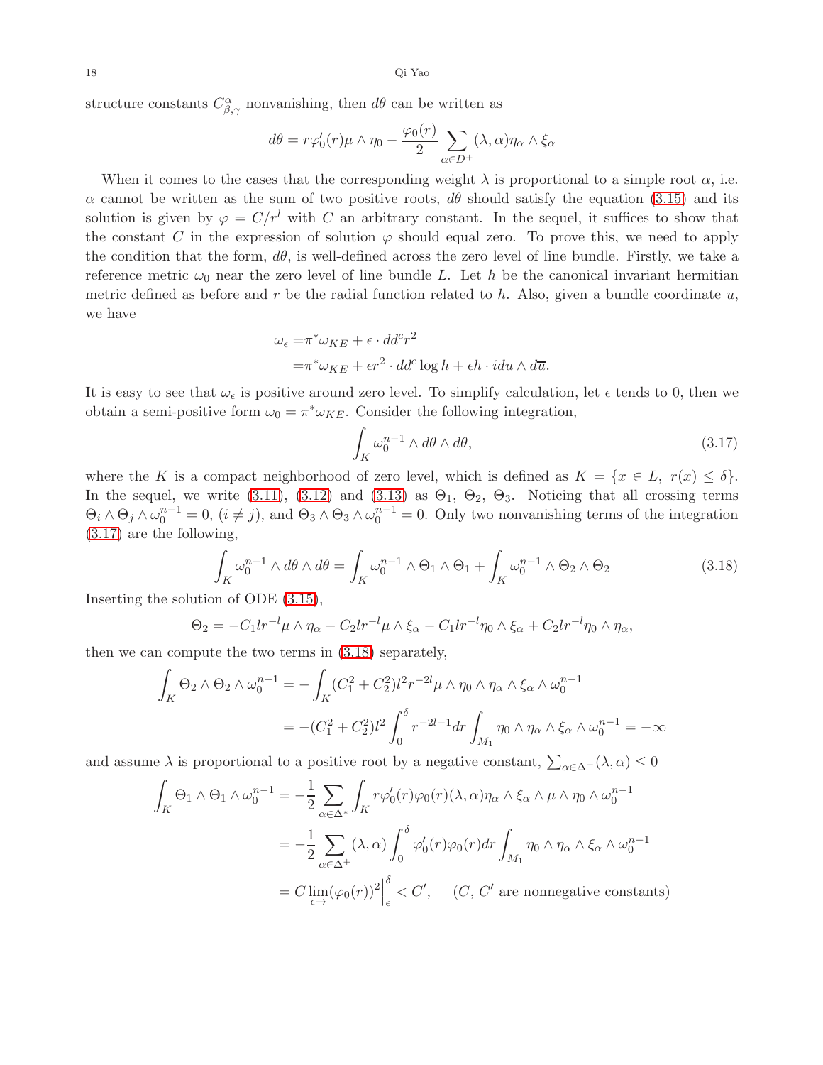structure constants $C^{\alpha}_{\beta,\gamma}$ nonvanishing, then $d\theta$ can be written as

$$d\theta = r\varphi_0'(r)\mu \wedge \eta_0 - \frac{\varphi_0(r)}{2}\sum_{\alpha\in D^+}(\lambda,\alpha)\eta_\alpha \wedge \xi_\alpha$$

When it comes to the cases that the corresponding weight $\lambda$ is proportional to a simple root $\alpha$, i.e. $\alpha$ cannot be written as the sum of two positive roots, $d\theta$ should satisfy the equation (3.15) and its solution is given by $\varphi = C/r^l$ with $C$ an arbitrary constant. In the sequel, it suffices to show that the constant $C$ in the expression of solution $\varphi$ should equal zero. To prove this, we need to apply the condition that the form, $d\theta$, is well-defined across the zero level of line bundle. Firstly, we take a reference metric $\omega_0$ near the zero level of line bundle $L$. Let $h$ be the canonical invariant hermitian metric defined as before and $r$ be the radial function related to $h$. Also, given a bundle coordinate $u$, we have

$$\begin{aligned}\omega_\epsilon =& \pi^*\omega_{KE} + \epsilon \cdot dd^c r^2 \\ =& \pi^*\omega_{KE} + \epsilon r^2 \cdot dd^c \log h + \epsilon h \cdot i du \wedge d\overline{u}.\end{aligned}$$

It is easy to see that $\omega_\epsilon$ is positive around zero level. To simplify calculation, let $\epsilon$ tends to 0, then we obtain a semi-positive form $\omega_0 = \pi^*\omega_{KE}$. Consider the following integration,

$$\int_K \omega_0^{n-1} \wedge d\theta \wedge d\theta, \tag{3.17}$$

where the $K$ is a compact neighborhood of zero level, which is defined as $K = \{x \in L,\ r(x) \leq \delta\}$. In the sequel, we write (3.11), (3.12) and (3.13) as $\Theta_1$, $\Theta_2$, $\Theta_3$. Noticing that all crossing terms $\Theta_i \wedge \Theta_j \wedge \omega_0^{n-1} = 0$, $(i \neq j)$, and $\Theta_3 \wedge \Theta_3 \wedge \omega_0^{n-1} = 0$. Only two nonvanishing terms of the integration (3.17) are the following,

$$\int_K \omega_0^{n-1} \wedge d\theta \wedge d\theta = \int_K \omega_0^{n-1} \wedge \Theta_1 \wedge \Theta_1 + \int_K \omega_0^{n-1} \wedge \Theta_2 \wedge \Theta_2 \tag{3.18}$$

Inserting the solution of ODE (3.15),

$$\Theta_2 = -C_1 l r^{-l}\mu \wedge \eta_\alpha - C_2 l r^{-l}\mu \wedge \xi_\alpha - C_1 l r^{-l}\eta_0 \wedge \xi_\alpha + C_2 l r^{-l}\eta_0 \wedge \eta_\alpha,$$

then we can compute the two terms in (3.18) separately,

$$\begin{aligned}\int_K \Theta_2 \wedge \Theta_2 \wedge \omega_0^{n-1} =& -\int_K (C_1^2 + C_2^2) l^2 r^{-2l} \mu \wedge \eta_0 \wedge \eta_\alpha \wedge \xi_\alpha \wedge \omega_0^{n-1} \\ =& -(C_1^2 + C_2^2) l^2 \int_0^\delta r^{-2l-1} dr \int_{M_1} \eta_0 \wedge \eta_\alpha \wedge \xi_\alpha \wedge \omega_0^{n-1} = -\infty\end{aligned}$$

and assume $\lambda$ is proportional to a positive root by a negative constant, $\sum_{\alpha\in\Delta^+}(\lambda,\alpha) \leq 0$

$$\begin{aligned}\int_K \Theta_1 \wedge \Theta_1 \wedge \omega_0^{n-1} =& -\frac{1}{2}\sum_{\alpha\in\Delta^*}\int_K r\varphi_0'(r)\varphi_0(r)(\lambda,\alpha)\eta_\alpha \wedge \xi_\alpha \wedge \mu \wedge \eta_0 \wedge \omega_0^{n-1} \\ =& -\frac{1}{2}\sum_{\alpha\in\Delta^+}(\lambda,\alpha)\int_0^\delta \varphi_0'(r)\varphi_0(r)dr \int_{M_1} \eta_0 \wedge \eta_\alpha \wedge \xi_\alpha \wedge \omega_0^{n-1} \\ =& C \lim_{\epsilon\to}(\varphi_0(r))^2\Big|_\epsilon^\delta < C', \quad (C,\ C' \text{ are nonnegative constants})\end{aligned}$$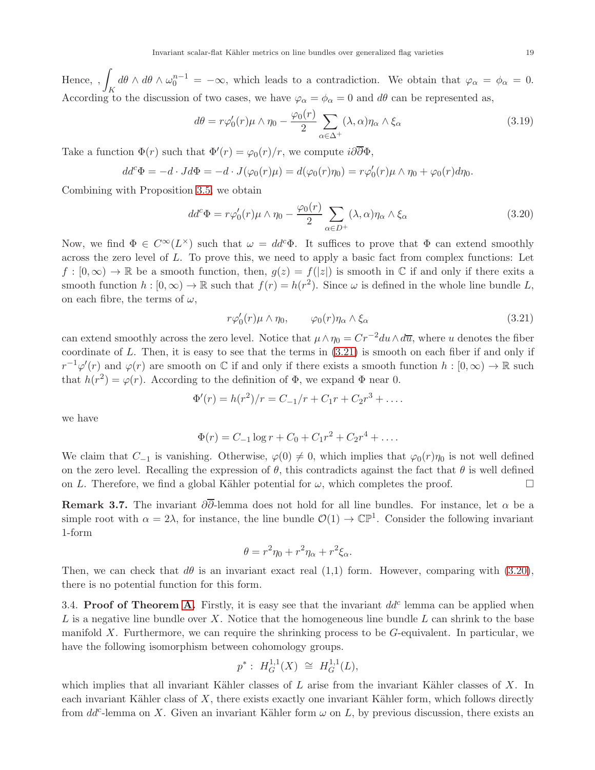Hence, , $\int_K d\theta \wedge d\theta \wedge \omega_0^{n-1} = -\infty$, which leads to a contradiction. We obtain that $\varphi_\alpha = \phi_\alpha = 0$. According to the discussion of two cases, we have $\varphi_\alpha = \phi_\alpha = 0$ and $d\theta$ can be represented as,

$$d\theta = r\varphi_0'(r)\mu \wedge \eta_0 - \frac{\varphi_0(r)}{2} \sum_{\alpha \in \Delta^+} (\lambda, \alpha)\eta_\alpha \wedge \xi_\alpha \tag{3.19}$$

Take a function $\Phi(r)$ such that $\Phi'(r) = \varphi_0(r)/r$, we compute $i\partial\overline{\partial}\Phi$,

$$dd^c\Phi = -d \cdot Jd\Phi = -d \cdot J(\varphi_0(r)\mu) = d(\varphi_0(r)\eta_0) = r\varphi_0'(r)\mu \wedge \eta_0 + \varphi_0(r)d\eta_0.$$

Combining with Proposition 3.5, we obtain

$$dd^c\Phi = r\varphi_0'(r)\mu \wedge \eta_0 - \frac{\varphi_0(r)}{2} \sum_{\alpha \in D^+} (\lambda, \alpha)\eta_\alpha \wedge \xi_\alpha \tag{3.20}$$

Now, we find $\Phi \in C^\infty(L^\times)$ such that $\omega = dd^c\Phi$. It suffices to prove that $\Phi$ can extend smoothly across the zero level of $L$. To prove this, we need to apply a basic fact from complex functions: Let $f : [0, \infty) \to \mathbb{R}$ be a smooth function, then, $g(z) = f(|z|)$ is smooth in $\mathbb{C}$ if and only if there exits a smooth function $h : [0, \infty) \to \mathbb{R}$ such that $f(r) = h(r^2)$. Since $\omega$ is defined in the whole line bundle $L$, on each fibre, the terms of $\omega$,

$$r\varphi_0'(r)\mu \wedge \eta_0, \qquad \varphi_0(r)\eta_\alpha \wedge \xi_\alpha \tag{3.21}$$

can extend smoothly across the zero level. Notice that $\mu \wedge \eta_0 = Cr^{-2}du \wedge d\overline{u}$, where $u$ denotes the fiber coordinate of $L$. Then, it is easy to see that the terms in (3.21) is smooth on each fiber if and only if $r^{-1}\varphi'(r)$ and $\varphi(r)$ are smooth on $\mathbb{C}$ if and only if there exists a smooth function $h : [0, \infty) \to \mathbb{R}$ such that $h(r^2) = \varphi(r)$. According to the definition of $\Phi$, we expand $\Phi$ near 0.

$$\Phi'(r) = h(r^2)/r = C_{-1}/r + C_1 r + C_2 r^3 + \ldots.$$

we have

$$\Phi(r) = C_{-1}\log r + C_0 + C_1 r^2 + C_2 r^4 + \ldots.$$

We claim that $C_{-1}$ is vanishing. Otherwise, $\varphi(0) \neq 0$, which implies that $\varphi_0(r)\eta_0$ is not well defined on the zero level. Recalling the expression of $\theta$, this contradicts against the fact that $\theta$ is well defined on $L$. Therefore, we find a global Kähler potential for $\omega$, which completes the proof. □

**Remark 3.7.** The invariant $\partial\overline{\partial}$-lemma does not hold for all line bundles. For instance, let $\alpha$ be a simple root with $\alpha = 2\lambda$, for instance, the line bundle $\mathcal{O}(1) \to \mathbb{CP}^1$. Consider the following invariant 1-form

$$\theta = r^2\eta_0 + r^2\eta_\alpha + r^2\xi_\alpha.$$

Then, we can check that $d\theta$ is an invariant exact real (1,1) form. However, comparing with (3.20), there is no potential function for this form.

3.4. **Proof of Theorem A.** Firstly, it is easy see that the invariant $dd^c$ lemma can be applied when $L$ is a negative line bundle over $X$. Notice that the homogeneous line bundle $L$ can shrink to the base manifold $X$. Furthermore, we can require the shrinking process to be $G$-equivalent. In particular, we have the following isomorphism between cohomology groups.

$$p^* : \ H_G^{1,1}(X) \ \cong \ H_G^{1,1}(L),$$

which implies that all invariant Kähler classes of $L$ arise from the invariant Kähler classes of $X$. In each invariant Kähler class of $X$, there exists exactly one invariant Kähler form, which follows directly from $dd^c$-lemma on $X$. Given an invariant Kähler form $\omega$ on $L$, by previous discussion, there exists an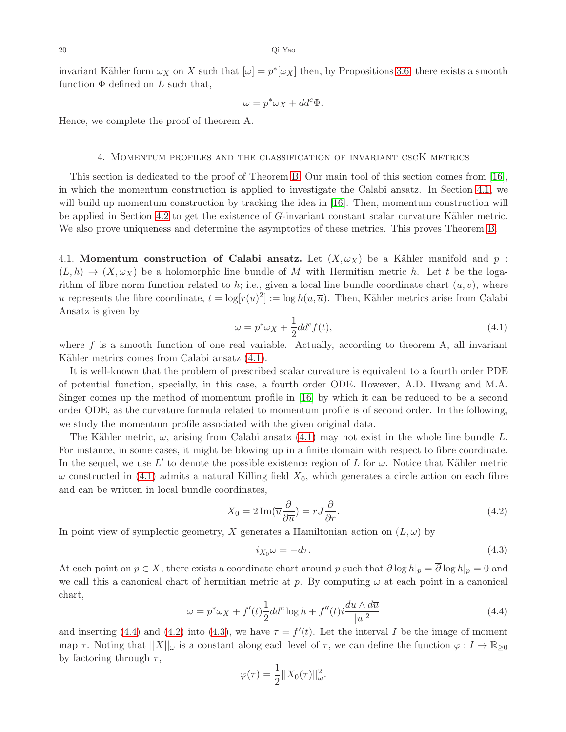invariant Kähler form $\omega_X$ on $X$ such that $[\omega] = p^*[\omega_X]$ then, by Propositions 3.6, there exists a smooth function $\Phi$ defined on $L$ such that,

$$\omega = p^*\omega_X + dd^c\Phi.$$

Hence, we complete the proof of theorem A.

## 4. Momentum profiles and the classification of invariant cscK metrics

This section is dedicated to the proof of Theorem B. Our main tool of this section comes from [16], in which the momentum construction is applied to investigate the Calabi ansatz. In Section 4.1, we will build up momentum construction by tracking the idea in [16]. Then, momentum construction will be applied in Section 4.2 to get the existence of $G$-invariant constant scalar curvature Kähler metric. We also prove uniqueness and determine the asymptotics of these metrics. This proves Theorem B.

4.1. **Momentum construction of Calabi ansatz.** Let $(X, \omega_X)$ be a Kähler manifold and $p : (L, h) \to (X, \omega_X)$ be a holomorphic line bundle of $M$ with Hermitian metric $h$. Let $t$ be the logarithm of fibre norm function related to $h$; i.e., given a local line bundle coordinate chart $(u, v)$, where $u$ represents the fibre coordinate, $t = \log[r(u)^2] := \log h(u, \overline{u})$. Then, Kähler metrics arise from Calabi Ansatz is given by

$$\omega = p^*\omega_X + \frac{1}{2}dd^c f(t), \tag{4.1}$$

where $f$ is a smooth function of one real variable. Actually, according to theorem A, all invariant Kähler metrics comes from Calabi ansatz (4.1).

It is well-known that the problem of prescribed scalar curvature is equivalent to a fourth order PDE of potential function, specially, in this case, a fourth order ODE. However, A.D. Hwang and M.A. Singer comes up the method of momentum profile in [16] by which it can be reduced to be a second order ODE, as the curvature formula related to momentum profile is of second order. In the following, we study the momentum profile associated with the given original data.

The Kähler metric, $\omega$, arising from Calabi ansatz (4.1) may not exist in the whole line bundle $L$. For instance, in some cases, it might be blowing up in a finite domain with respect to fibre coordinate. In the sequel, we use $L'$ to denote the possible existence region of $L$ for $\omega$. Notice that Kähler metric $\omega$ constructed in (4.1) admits a natural Killing field $X_0$, which generates a circle action on each fibre and can be written in local bundle coordinates,

$$X_0 = 2\,\mathrm{Im}(\overline{u}\frac{\partial}{\partial \overline{u}}) = rJ\frac{\partial}{\partial r}. \tag{4.2}$$

In point view of symplectic geometry, $X$ generates a Hamiltonian action on $(L, \omega)$ by

$$i_{X_0}\omega = -d\tau. \tag{4.3}$$

At each point on $p \in X$, there exists a coordinate chart around $p$ such that $\partial \log h|_p = \overline{\partial} \log h|_p = 0$ and we call this a canonical chart of hermitian metric at $p$. By computing $\omega$ at each point in a canonical chart,

$$\omega = p^*\omega_X + f'(t)\frac{1}{2}dd^c \log h + f''(t) i\frac{du \wedge d\overline{u}}{|u|^2} \tag{4.4}$$

and inserting (4.4) and (4.2) into (4.3), we have $\tau = f'(t)$. Let the interval $I$ be the image of moment map $\tau$. Noting that $||X||_\omega$ is a constant along each level of $\tau$, we can define the function $\varphi : I \to \mathbb{R}_{\geq 0}$ by factoring through $\tau$,

$$\varphi(\tau) = \frac{1}{2}||X_0(\tau)||^2_\omega.$$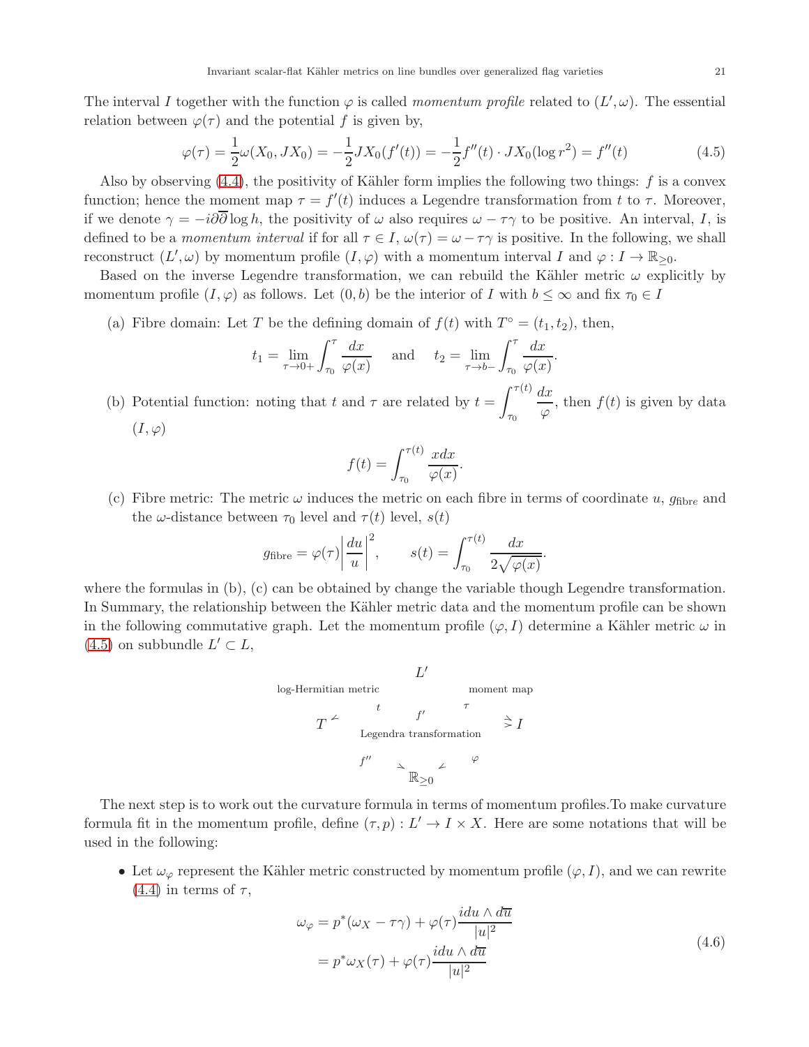The interval $I$ together with the function $\varphi$ is called *momentum profile* related to $(L', \omega)$. The essential relation between $\varphi(\tau)$ and the potential $f$ is given by,

$$\varphi(\tau) = \frac{1}{2}\omega(X_0, JX_0) = -\frac{1}{2}JX_0(f'(t)) = -\frac{1}{2}f''(t)\cdot JX_0(\log r^2) = f''(t) \tag{4.5}$$

Also by observing (4.4), the positivity of Kähler form implies the following two things: $f$ is a convex function; hence the moment map $\tau = f'(t)$ induces a Legendre transformation from $t$ to $\tau$. Moreover, if we denote $\gamma = -i\partial\overline{\partial}\log h$, the positivity of $\omega$ also requires $\omega - \tau\gamma$ to be positive. An interval, $I$, is defined to be a *momentum interval* if for all $\tau \in I$, $\omega(\tau) = \omega - \tau\gamma$ is positive. In the following, we shall reconstruct $(L', \omega)$ by momentum profile $(I, \varphi)$ with a momentum interval $I$ and $\varphi : I \to \mathbb{R}_{\geq 0}$.

Based on the inverse Legendre transformation, we can rebuild the Kähler metric $\omega$ explicitly by momentum profile $(I, \varphi)$ as follows. Let $(0, b)$ be the interior of $I$ with $b \leq \infty$ and fix $\tau_0 \in I$

(a) Fibre domain: Let $T$ be the defining domain of $f(t)$ with $T^\circ = (t_1, t_2)$, then,

$$t_1 = \lim_{\tau\to 0+}\int_{\tau_0}^{\tau}\frac{dx}{\varphi(x)} \quad \text{and} \quad t_2 = \lim_{\tau\to b-}\int_{\tau_0}^{\tau}\frac{dx}{\varphi(x)}.$$

(b) Potential function: noting that $t$ and $\tau$ are related by $t = \displaystyle\int_{\tau_0}^{\tau(t)}\frac{dx}{\varphi}$, then $f(t)$ is given by data $(I, \varphi)$

$$f(t) = \int_{\tau_0}^{\tau(t)}\frac{x dx}{\varphi(x)}.$$

(c) Fibre metric: The metric $\omega$ induces the metric on each fibre in terms of coordinate $u$, $g_{\text{fibre}}$ and the $\omega$-distance between $\tau_0$ level and $\tau(t)$ level, $s(t)$

$$g_{\text{fibre}} = \varphi(\tau)\left|\frac{du}{u}\right|^2, \qquad s(t) = \int_{\tau_0}^{\tau(t)}\frac{dx}{2\sqrt{\varphi(x)}}.$$

where the formulas in (b), (c) can be obtained by change the variable though Legendre transformation. In Summary, the relationship between the Kähler metric data and the momentum profile can be shown in the following commutative graph. Let the momentum profile $(\varphi, I)$ determine a Kähler metric $\omega$ in (4.5) on subbundle $L' \subset L$,

$$\begin{array}{ccccc} & & L' & & \\ & \swarrow^{\text{log-Hermitian metric}} & & \searrow^{\text{moment map}} & \\ T & \xrightarrow[\text{Legendra transformation}]{\;t \quad f' \quad \tau\;} & & & I \\ & \searrow_{f''} & & \swarrow_{\varphi} & \\ & & \mathbb{R}_{\geq 0} & & \end{array}$$

The next step is to work out the curvature formula in terms of momentum profiles.To make curvature formula fit in the momentum profile, define $(\tau, p) : L' \to I \times X$. Here are some notations that will be used in the following:

- Let $\omega_\varphi$ represent the Kähler metric constructed by momentum profile $(\varphi, I)$, and we can rewrite (4.4) in terms of $\tau$,

$$\begin{aligned} \omega_\varphi &= p^*(\omega_X - \tau\gamma) + \varphi(\tau)\frac{idu\wedge d\overline{u}}{|u|^2} \\ &= p^*\omega_X(\tau) + \varphi(\tau)\frac{idu\wedge d\overline{u}}{|u|^2} \end{aligned} \tag{4.6}$$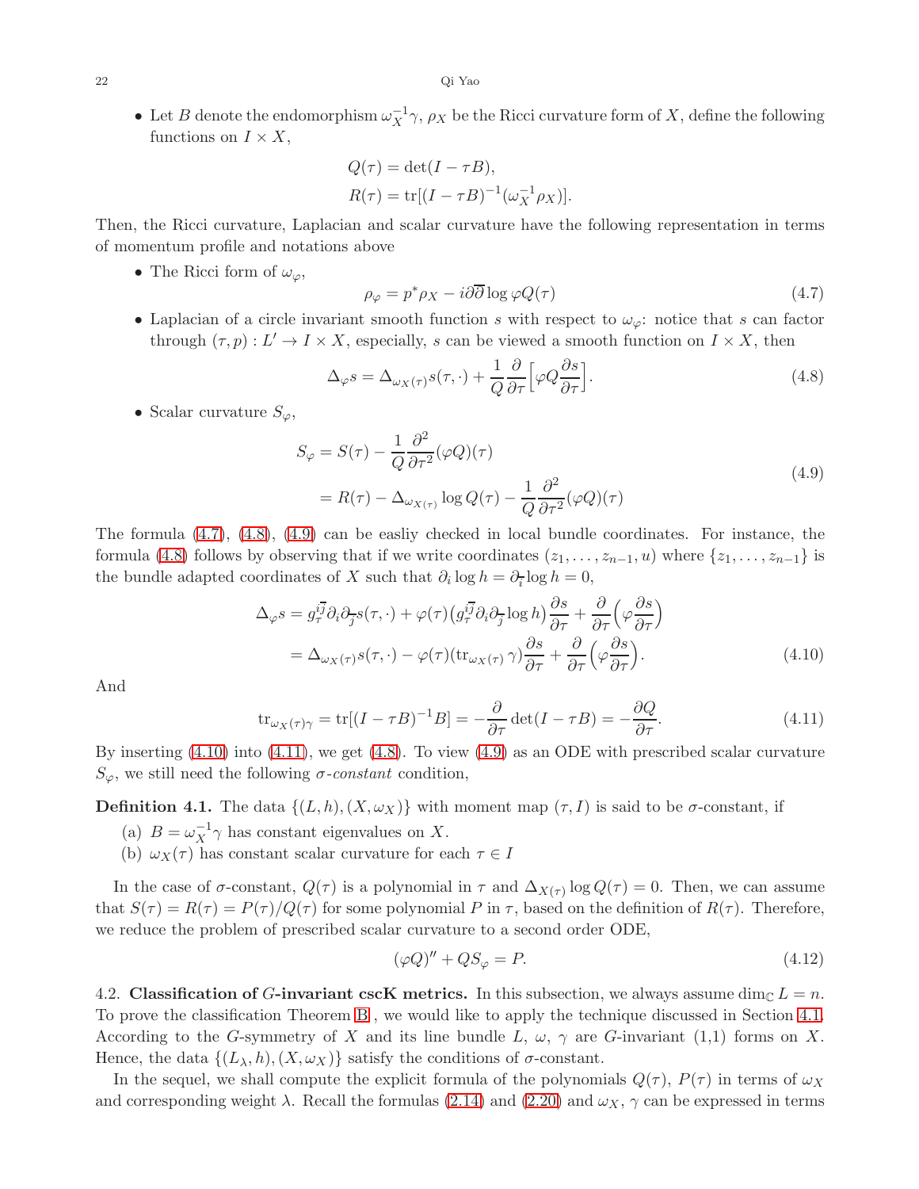- Let $B$ denote the endomorphism $\omega_X^{-1}\gamma$, $\rho_X$ be the Ricci curvature form of $X$, define the following functions on $I \times X$,

$$
\begin{aligned}
Q(\tau) &= \det(I - \tau B),\\
R(\tau) &= \mathrm{tr}[(I - \tau B)^{-1}(\omega_X^{-1}\rho_X)].
\end{aligned}
$$

Then, the Ricci curvature, Laplacian and scalar curvature have the following representation in terms of momentum profile and notations above

- The Ricci form of $\omega_\varphi$,

$$
\rho_\varphi = p^*\rho_X - i\partial\overline{\partial}\log \varphi Q(\tau) \tag{4.7}
$$

- Laplacian of a circle invariant smooth function $s$ with respect to $\omega_\varphi$: notice that $s$ can factor through $(\tau, p) : L' \to I \times X$, especially, $s$ can be viewed a smooth function on $I \times X$, then

$$
\Delta_\varphi s = \Delta_{\omega_X(\tau)} s(\tau, \cdot) + \frac{1}{Q}\frac{\partial}{\partial \tau}\Big[\varphi Q \frac{\partial s}{\partial \tau}\Big]. \tag{4.8}
$$

- Scalar curvature $S_\varphi$,

$$
\begin{aligned}
S_\varphi &= S(\tau) - \frac{1}{Q}\frac{\partial^2}{\partial \tau^2}(\varphi Q)(\tau)\\
&= R(\tau) - \Delta_{\omega_{X(\tau)}} \log Q(\tau) - \frac{1}{Q}\frac{\partial^2}{\partial \tau^2}(\varphi Q)(\tau)
\end{aligned}
\tag{4.9}
$$

The formula (4.7), (4.8), (4.9) can be easliy checked in local bundle coordinates. For instance, the formula (4.8) follows by observing that if we write coordinates $(z_1, \dots, z_{n-1}, u)$ where $\{z_1, \dots, z_{n-1}\}$ is the bundle adapted coordinates of $X$ such that $\partial_i \log h = \partial_{\bar{i}} \log h = 0$,

$$
\begin{aligned}
\Delta_\varphi s &= g_\tau^{i\bar{j}}\partial_i\partial_{\bar{j}} s(\tau, \cdot) + \varphi(\tau)\big(g_\tau^{i\bar{j}}\partial_i\partial_{\bar{j}}\log h\big)\frac{\partial s}{\partial \tau} + \frac{\partial}{\partial \tau}\Big(\varphi\frac{\partial s}{\partial \tau}\Big)\\
&= \Delta_{\omega_X(\tau)} s(\tau, \cdot) - \varphi(\tau)(\mathrm{tr}_{\omega_X(\tau)}\gamma)\frac{\partial s}{\partial \tau} + \frac{\partial}{\partial \tau}\Big(\varphi\frac{\partial s}{\partial \tau}\Big).
\end{aligned}
\tag{4.10}
$$

And

$$
\mathrm{tr}_{\omega_X(\tau)\gamma} = \mathrm{tr}[(I - \tau B)^{-1}B] = -\frac{\partial}{\partial \tau}\det(I - \tau B) = -\frac{\partial Q}{\partial \tau}. \tag{4.11}
$$

By inserting (4.10) into (4.11), we get (4.8). To view (4.9) as an ODE with prescribed scalar curvature $S_\varphi$, we still need the following $\sigma$*-constant* condition,

**Definition 4.1.** The data $\{(L, h), (X, \omega_X)\}$ with moment map $(\tau, I)$ is said to be $\sigma$-constant, if

(a) $B = \omega_X^{-1}\gamma$ has constant eigenvalues on $X$.
(b) $\omega_X(\tau)$ has constant scalar curvature for each $\tau \in I$

In the case of $\sigma$-constant, $Q(\tau)$ is a polynomial in $\tau$ and $\Delta_{X(\tau)} \log Q(\tau) = 0$. Then, we can assume that $S(\tau) = R(\tau) = P(\tau)/Q(\tau)$ for some polynomial $P$ in $\tau$, based on the definition of $R(\tau)$. Therefore, we reduce the problem of prescribed scalar curvature to a second order ODE,

$$
(\varphi Q)'' + Q S_\varphi = P. \tag{4.12}
$$

4.2. **Classification of $G$-invariant cscK metrics.** In this subsection, we always assume $\dim_{\mathbb{C}} L = n$. To prove the classification Theorem B , we would like to apply the technique discussed in Section 4.1. According to the $G$-symmetry of $X$ and its line bundle $L$, $\omega$, $\gamma$ are $G$-invariant (1,1) forms on $X$. Hence, the data $\{(L_\lambda, h), (X, \omega_X)\}$ satisfy the conditions of $\sigma$-constant.

In the sequel, we shall compute the explicit formula of the polynomials $Q(\tau)$, $P(\tau)$ in terms of $\omega_X$ and corresponding weight $\lambda$. Recall the formulas (2.14) and (2.20) and $\omega_X$, $\gamma$ can be expressed in terms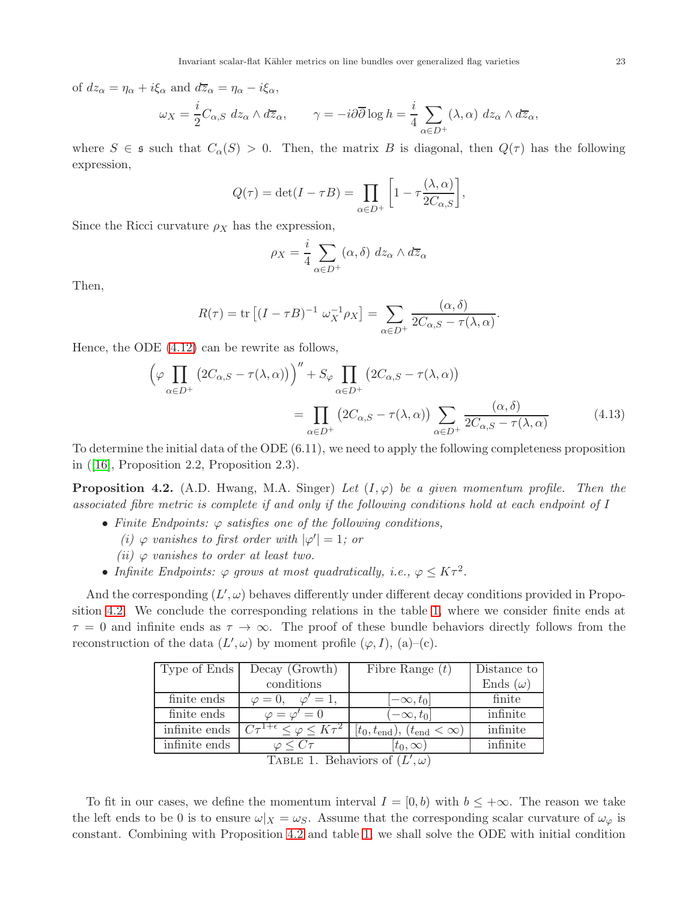of $dz_\alpha = \eta_\alpha + i\xi_\alpha$ and $d\overline{z}_\alpha = \eta_\alpha - i\xi_\alpha$,

$$\omega_X = \frac{i}{2} C_{\alpha,S}\ dz_\alpha \wedge d\overline{z}_\alpha, \qquad \gamma = -i\partial\overline{\partial}\log h = \frac{i}{4}\sum_{\alpha\in D^+}(\lambda,\alpha)\ dz_\alpha \wedge d\overline{z}_\alpha,$$

where $S \in \mathfrak{s}$ such that $C_\alpha(S) > 0$. Then, the matrix $B$ is diagonal, then $Q(\tau)$ has the following expression,

$$Q(\tau) = \det(I - \tau B) = \prod_{\alpha\in D^+}\left[1 - \tau\frac{(\lambda,\alpha)}{2C_{\alpha,S}}\right],$$

Since the Ricci curvature $\rho_X$ has the expression,

$$\rho_X = \frac{i}{4}\sum_{\alpha\in D^+}(\alpha,\delta)\ dz_\alpha \wedge d\overline{z}_\alpha$$

Then,

$$R(\tau) = \operatorname{tr}\left[(I-\tau B)^{-1}\ \omega_X^{-1}\rho_X\right] = \sum_{\alpha\in D^+}\frac{(\alpha,\delta)}{2C_{\alpha,S} - \tau(\lambda,\alpha)}.$$

Hence, the ODE (4.12) can be rewrite as follows,

$$\begin{aligned}\Big(\varphi\prod_{\alpha\in D^+}\big(2C_{\alpha,S} - \tau(\lambda,\alpha)\big)\Big)'' + S_\varphi\prod_{\alpha\in D^+}\big(2C_{\alpha,S} - \tau(\lambda,\alpha)\big)& \\ = \prod_{\alpha\in D^+}\big(2C_{\alpha,S} - \tau(\lambda,\alpha)\big)\sum_{\alpha\in D^+}\frac{(\alpha,\delta)}{2C_{\alpha,S} - \tau(\lambda,\alpha)}&\end{aligned} \tag{4.13}$$

To determine the initial data of the ODE (6.11), we need to apply the following completeness proposition in ([16], Proposition 2.2, Proposition 2.3).

**Proposition 4.2.** (A.D. Hwang, M.A. Singer) *Let $(I,\varphi)$ be a given momentum profile. Then the associated fibre metric is complete if and only if the following conditions hold at each endpoint of $I$*

- *Finite Endpoints: $\varphi$ satisfies one of the following conditions,*
  - *(i) $\varphi$ vanishes to first order with $|\varphi'| = 1$; or*
  - *(ii) $\varphi$ vanishes to order at least two.*
- *Infinite Endpoints: $\varphi$ grows at most quadratically, i.e., $\varphi \le K\tau^2$.*

And the corresponding $(L',\omega)$ behaves differently under different decay conditions provided in Proposition 4.2. We conclude the corresponding relations in the table 1, where we consider finite ends at $\tau = 0$ and infinite ends as $\tau \to \infty$. The proof of these bundle behaviors directly follows from the reconstruction of the data $(L',\omega)$ by moment profile $(\varphi, I)$, (a)–(c).

| Type of Ends | Decay (Growth) conditions | Fibre Range ($t$) | Distance to Ends ($\omega$) |
|---|---|---|---|
| finite ends | $\varphi = 0, \quad \varphi' = 1,$ | $[-\infty, t_0]$ | finite |
| finite ends | $\varphi = \varphi' = 0$ | $(-\infty, t_0]$ | infinite |
| infinite ends | $C\tau^{1+\epsilon} \le \varphi \le K\tau^2$ | $[t_0, t_{\text{end}})$, $(t_{\text{end}} < \infty)$ | infinite |
| infinite ends | $\varphi \le C\tau$ | $[t_0, \infty)$ | infinite |

Table 1. Behaviors of $(L',\omega)$

To fit in our cases, we define the momentum interval $I = [0, b)$ with $b \le +\infty$. The reason we take the left ends to be 0 is to ensure $\omega|_X = \omega_S$. Assume that the corresponding scalar curvature of $\omega_\varphi$ is constant. Combining with Proposition 4.2 and table 1, we shall solve the ODE with initial condition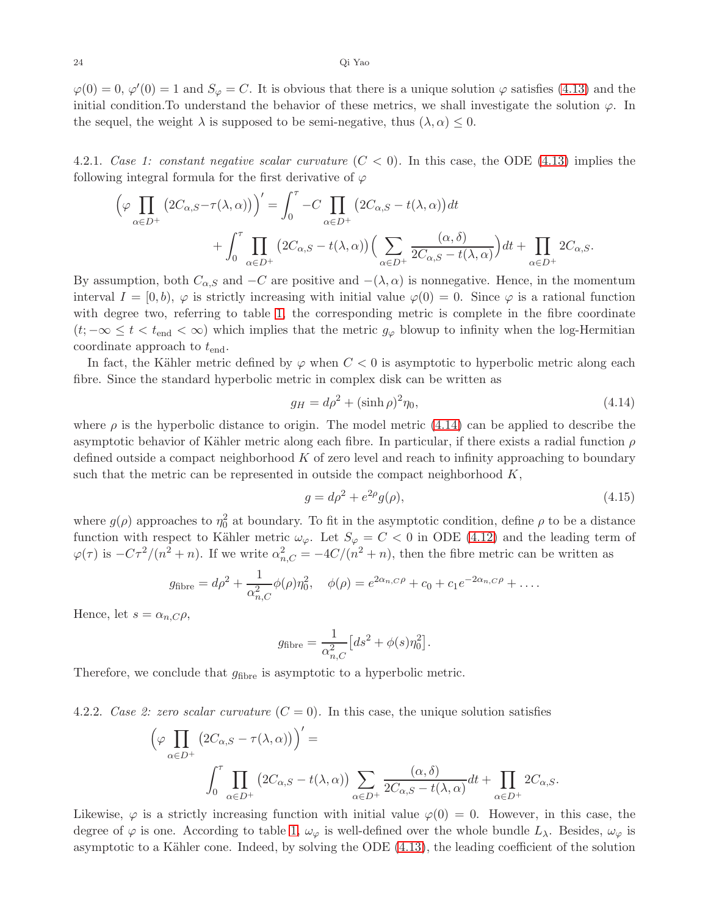$\varphi(0) = 0$, $\varphi'(0) = 1$ and $S_\varphi = C$. It is obvious that there is a unique solution $\varphi$ satisfies (4.13) and the initial condition.To understand the behavior of these metrics, we shall investigate the solution $\varphi$. In the sequel, the weight $\lambda$ is supposed to be semi-negative, thus $(\lambda, \alpha) \leq 0$.

4.2.1. *Case 1: constant negative scalar curvature* ($C < 0$). In this case, the ODE (4.13) implies the following integral formula for the first derivative of $\varphi$

$$\Big(\varphi \prod_{\alpha \in D^+} \big(2C_{\alpha,S} - \tau(\lambda, \alpha)\big)\Big)' = \int_0^\tau -C \prod_{\alpha \in D^+} \big(2C_{\alpha,S} - t(\lambda, \alpha)\big) dt + \int_0^\tau \prod_{\alpha \in D^+} \big(2C_{\alpha,S} - t(\lambda, \alpha)\big) \Big(\sum_{\alpha \in D^+} \frac{(\alpha, \delta)}{2C_{\alpha,S} - t(\lambda, \alpha)}\Big) dt + \prod_{\alpha \in D^+} 2C_{\alpha,S}.$$

By assumption, both $C_{\alpha,S}$ and $-C$ are positive and $-(\lambda, \alpha)$ is nonnegative. Hence, in the momentum interval $I = [0, b)$, $\varphi$ is strictly increasing with initial value $\varphi(0) = 0$. Since $\varphi$ is a rational function with degree two, referring to table 1, the corresponding metric is complete in the fibre coordinate $(t; -\infty \leq t < t_{\text{end}} < \infty)$ which implies that the metric $g_\varphi$ blowup to infinity when the log-Hermitian coordinate approach to $t_{\text{end}}$.

In fact, the Kähler metric defined by $\varphi$ when $C < 0$ is asymptotic to hyperbolic metric along each fibre. Since the standard hyperbolic metric in complex disk can be written as

$$g_H = d\rho^2 + (\sinh \rho)^2 \eta_0, \tag{4.14}$$

where $\rho$ is the hyperbolic distance to origin. The model metric (4.14) can be applied to describe the asymptotic behavior of Kähler metric along each fibre. In particular, if there exists a radial function $\rho$ defined outside a compact neighborhood $K$ of zero level and reach to infinity approaching to boundary such that the metric can be represented in outside the compact neighborhood $K$,

$$g = d\rho^2 + e^{2\rho} g(\rho), \tag{4.15}$$

where $g(\rho)$ approaches to $\eta_0^2$ at boundary. To fit in the asymptotic condition, define $\rho$ to be a distance function with respect to Kähler metric $\omega_\varphi$. Let $S_\varphi = C < 0$ in ODE (4.12) and the leading term of $\varphi(\tau)$ is $-C\tau^2/(n^2 + n)$. If we write $\alpha_{n,C}^2 = -4C/(n^2 + n)$, then the fibre metric can be written as

$$g_{\text{fibre}} = d\rho^2 + \frac{1}{\alpha_{n,C}^2} \phi(\rho) \eta_0^2, \quad \phi(\rho) = e^{2\alpha_{n,C}\rho} + c_0 + c_1 e^{-2\alpha_{n,C}\rho} + \dots.$$

Hence, let $s = \alpha_{n,C}\rho$,

$$g_{\text{fibre}} = \frac{1}{\alpha_{n,C}^2} \big[ds^2 + \phi(s)\eta_0^2\big].$$

Therefore, we conclude that $g_{\text{fibre}}$ is asymptotic to a hyperbolic metric.

4.2.2. *Case 2: zero scalar curvature* ($C = 0$). In this case, the unique solution satisfies

$$\Big(\varphi \prod_{\alpha \in D^+} \big(2C_{\alpha,S} - \tau(\lambda, \alpha)\big)\Big)' = \int_0^\tau \prod_{\alpha \in D^+} \big(2C_{\alpha,S} - t(\lambda, \alpha)\big) \sum_{\alpha \in D^+} \frac{(\alpha, \delta)}{2C_{\alpha,S} - t(\lambda, \alpha)} dt + \prod_{\alpha \in D^+} 2C_{\alpha,S}.$$

Likewise, $\varphi$ is a strictly increasing function with initial value $\varphi(0) = 0$. However, in this case, the degree of $\varphi$ is one. According to table 1, $\omega_\varphi$ is well-defined over the whole bundle $L_\lambda$. Besides, $\omega_\varphi$ is asymptotic to a Kähler cone. Indeed, by solving the ODE (4.13), the leading coefficient of the solution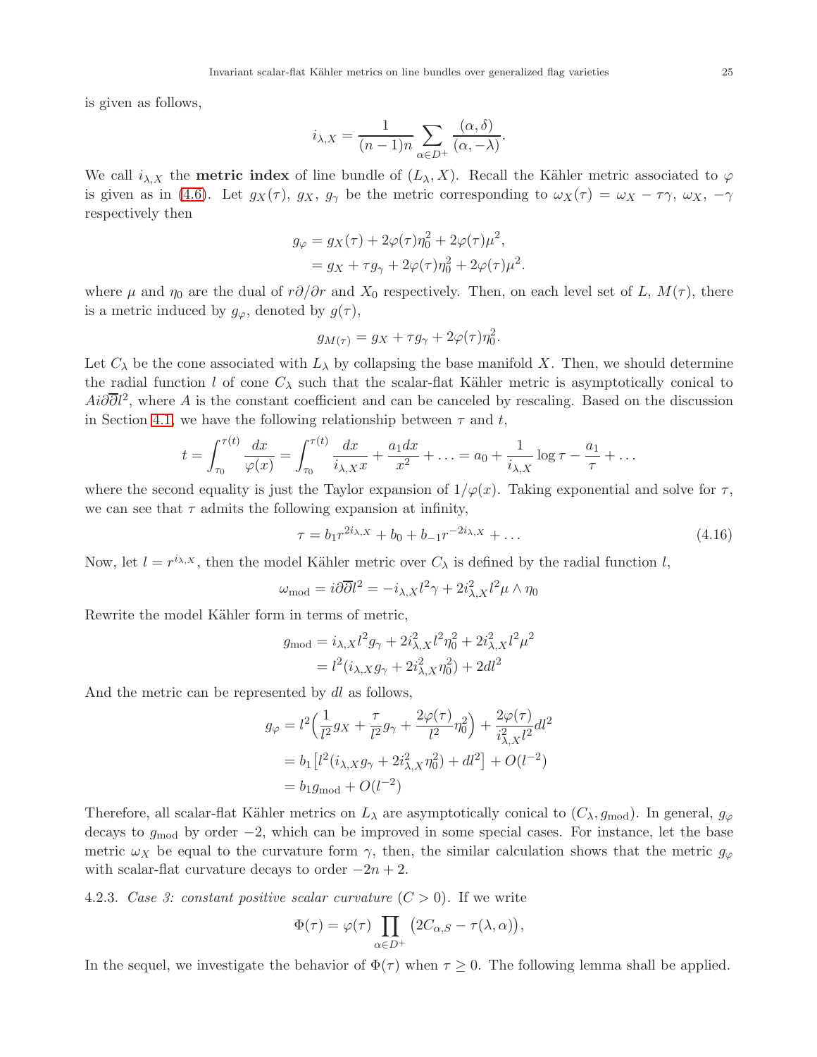is given as follows,

$$i_{\lambda,X} = \frac{1}{(n-1)n} \sum_{\alpha \in D^+} \frac{(\alpha, \delta)}{(\alpha, -\lambda)}.$$

We call $i_{\lambda,X}$ the **metric index** of line bundle of $(L_\lambda, X)$. Recall the Kähler metric associated to $\varphi$ is given as in (4.6). Let $g_X(\tau)$, $g_X$, $g_\gamma$ be the metric corresponding to $\omega_X(\tau) = \omega_X - \tau\gamma$, $\omega_X$, $-\gamma$ respectively then

$$\begin{aligned} g_\varphi &= g_X(\tau) + 2\varphi(\tau)\eta_0^2 + 2\varphi(\tau)\mu^2, \\ &= g_X + \tau g_\gamma + 2\varphi(\tau)\eta_0^2 + 2\varphi(\tau)\mu^2. \end{aligned}$$

where $\mu$ and $\eta_0$ are the dual of $r\partial/\partial r$ and $X_0$ respectively. Then, on each level set of $L$, $M(\tau)$, there is a metric induced by $g_\varphi$, denoted by $g(\tau)$,

$$g_{M(\tau)} = g_X + \tau g_\gamma + 2\varphi(\tau)\eta_0^2.$$

Let $C_\lambda$ be the cone associated with $L_\lambda$ by collapsing the base manifold $X$. Then, we should determine the radial function $l$ of cone $C_\lambda$ such that the scalar-flat Kähler metric is asymptotically conical to $Ai\partial\overline{\partial}l^2$, where $A$ is the constant coefficient and can be canceled by rescaling. Based on the discussion in Section 4.1, we have the following relationship between $\tau$ and $t$,

$$t = \int_{\tau_0}^{\tau(t)} \frac{dx}{\varphi(x)} = \int_{\tau_0}^{\tau(t)} \frac{dx}{i_{\lambda,X}x} + \frac{a_1 dx}{x^2} + \ldots = a_0 + \frac{1}{i_{\lambda,X}} \log \tau - \frac{a_1}{\tau} + \ldots$$

where the second equality is just the Taylor expansion of $1/\varphi(x)$. Taking exponential and solve for $\tau$, we can see that $\tau$ admits the following expansion at infinity,

$$\tau = b_1 r^{2i_{\lambda,X}} + b_0 + b_{-1} r^{-2i_{\lambda,X}} + \ldots \tag{4.16}$$

Now, let $l = r^{i_{\lambda,X}}$, then the model Kähler metric over $C_\lambda$ is defined by the radial function $l$,

$$\omega_{\text{mod}} = i\partial\overline{\partial}l^2 = -i_{\lambda,X} l^2 \gamma + 2i_{\lambda,X}^2 l^2 \mu \wedge \eta_0$$

Rewrite the model Kähler form in terms of metric,

$$\begin{aligned} g_{\text{mod}} &= i_{\lambda,X} l^2 g_\gamma + 2i_{\lambda,X}^2 l^2 \eta_0^2 + 2i_{\lambda,X}^2 l^2 \mu^2 \\ &= l^2 (i_{\lambda,X} g_\gamma + 2i_{\lambda,X}^2 \eta_0^2) + 2dl^2 \end{aligned}$$

And the metric can be represented by $dl$ as follows,

$$\begin{aligned} g_\varphi &= l^2 \Big( \frac{1}{l^2} g_X + \frac{\tau}{l^2} g_\gamma + \frac{2\varphi(\tau)}{l^2} \eta_0^2 \Big) + \frac{2\varphi(\tau)}{i_{\lambda,X}^2 l^2} dl^2 \\ &= b_1 \big[ l^2 (i_{\lambda,X} g_\gamma + 2i_{\lambda,X}^2 \eta_0^2) + dl^2 \big] + O(l^{-2}) \\ &= b_1 g_{\text{mod}} + O(l^{-2}) \end{aligned}$$

Therefore, all scalar-flat Kähler metrics on $L_\lambda$ are asymptotically conical to $(C_\lambda, g_{\text{mod}})$. In general, $g_\varphi$ decays to $g_{\text{mod}}$ by order $-2$, which can be improved in some special cases. For instance, let the base metric $\omega_X$ be equal to the curvature form $\gamma$, then, the similar calculation shows that the metric $g_\varphi$ with scalar-flat curvature decays to order $-2n+2$.

4.2.3. *Case 3: constant positive scalar curvature* $(C > 0)$. If we write

$$\Phi(\tau) = \varphi(\tau) \prod_{\alpha \in D^+} \big( 2C_{\alpha,S} - \tau(\lambda, \alpha) \big),$$

In the sequel, we investigate the behavior of $\Phi(\tau)$ when $\tau \geq 0$. The following lemma shall be applied.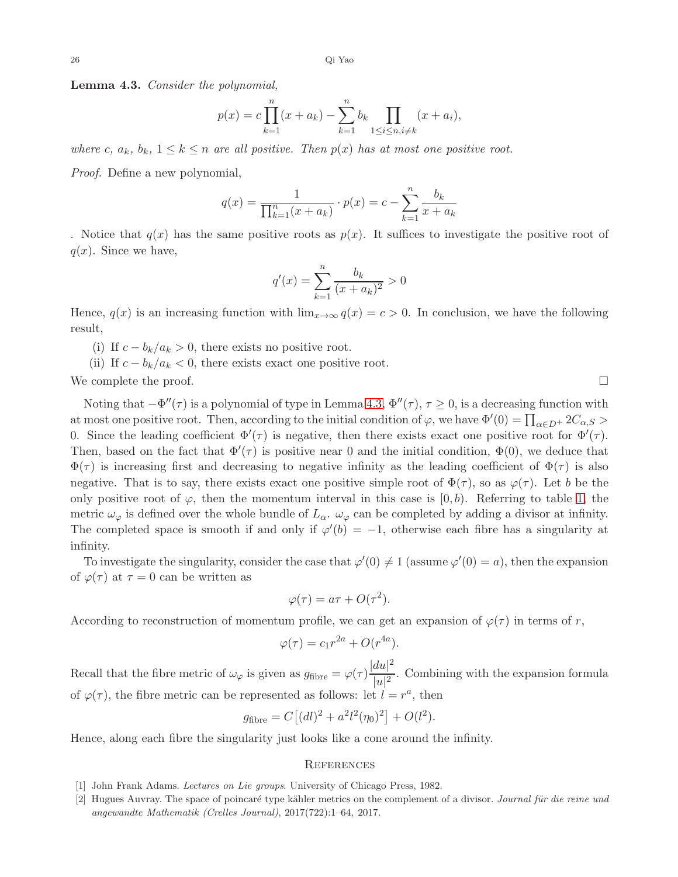**Lemma 4.3.** *Consider the polynomial,*

$$p(x) = c\prod_{k=1}^{n}(x+a_k) - \sum_{k=1}^{n} b_k \prod_{1\le i\le n, i\neq k}(x+a_i),$$

*where $c$, $a_k$, $b_k$, $1 \le k \le n$ are all positive. Then $p(x)$ has at most one positive root.*

*Proof.* Define a new polynomial,

$$q(x) = \frac{1}{\prod_{k=1}^{n}(x+a_k)} \cdot p(x) = c - \sum_{k=1}^{n}\frac{b_k}{x+a_k}$$

. Notice that $q(x)$ has the same positive roots as $p(x)$. It suffices to investigate the positive root of $q(x)$. Since we have,

$$q'(x) = \sum_{k=1}^{n}\frac{b_k}{(x+a_k)^2} > 0$$

Hence, $q(x)$ is an increasing function with $\lim_{x\to\infty} q(x) = c > 0$. In conclusion, we have the following result,

(i) If $c - b_k/a_k > 0$, there exists no positive root.
(ii) If $c - b_k/a_k < 0$, there exists exact one positive root.

We complete the proof. □

Noting that $-\Phi''(\tau)$ is a polynomial of type in Lemma 4.3, $\Phi''(\tau)$, $\tau \ge 0$, is a decreasing function with at most one positive root. Then, according to the initial condition of $\varphi$, we have $\Phi'(0) = \prod_{\alpha\in D^+} 2C_{\alpha,S} > 0$. Since the leading coefficient $\Phi'(\tau)$ is negative, then there exists exact one positive root for $\Phi'(\tau)$. Then, based on the fact that $\Phi'(\tau)$ is positive near 0 and the initial condition, $\Phi(0)$, we deduce that $\Phi(\tau)$ is increasing first and decreasing to negative infinity as the leading coefficient of $\Phi(\tau)$ is also negative. That is to say, there exists exact one positive simple root of $\Phi(\tau)$, so as $\varphi(\tau)$. Let $b$ be the only positive root of $\varphi$, then the momentum interval in this case is $[0, b)$. Referring to table 1, the metric $\omega_\varphi$ is defined over the whole bundle of $L_\alpha$. $\omega_\varphi$ can be completed by adding a divisor at infinity. The completed space is smooth if and only if $\varphi'(b) = -1$, otherwise each fibre has a singularity at infinity.

To investigate the singularity, consider the case that $\varphi'(0) \neq 1$ (assume $\varphi'(0) = a$), then the expansion of $\varphi(\tau)$ at $\tau = 0$ can be written as

$$\varphi(\tau) = a\tau + O(\tau^2).$$

According to reconstruction of momentum profile, we can get an expansion of $\varphi(\tau)$ in terms of $r$,

$$\varphi(\tau) = c_1 r^{2a} + O(r^{4a}).$$

Recall that the fibre metric of $\omega_\varphi$ is given as $g_{\text{fibre}} = \varphi(\tau)\dfrac{|du|^2}{|u|^2}$. Combining with the expansion formula of $\varphi(\tau)$, the fibre metric can be represented as follows: let $l = r^a$, then

$$g_{\text{fibre}} = C\left[(dl)^2 + a^2 l^2 (\eta_0)^2\right] + O(l^2).$$

Hence, along each fibre the singularity just looks like a cone around the infinity.

## References

[1] John Frank Adams. *Lectures on Lie groups*. University of Chicago Press, 1982.

[2] Hugues Auvray. The space of poincaré type kähler metrics on the complement of a divisor. *Journal für die reine und angewandte Mathematik (Crelles Journal)*, 2017(722):1–64, 2017.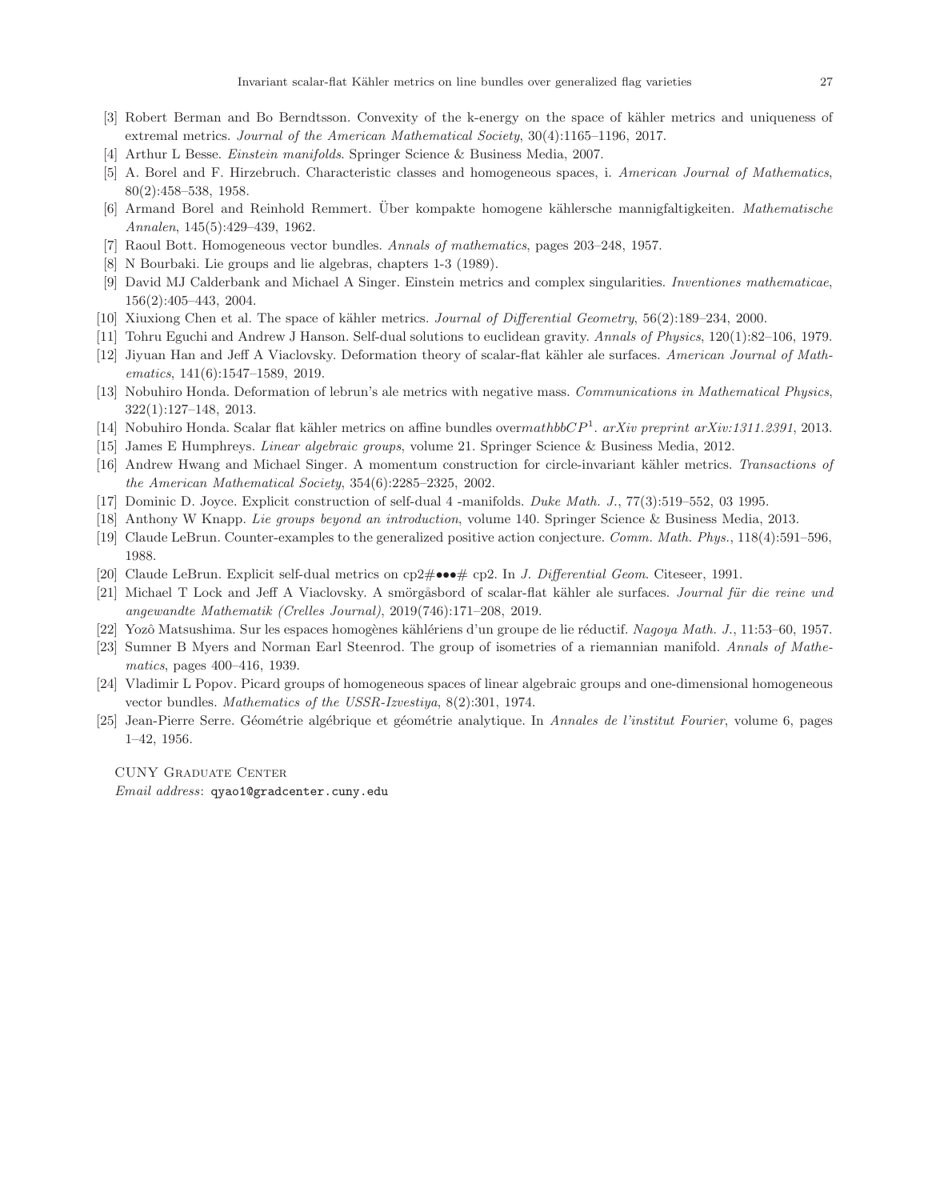[3] Robert Berman and Bo Berndtsson. Convexity of the k-energy on the space of kähler metrics and uniqueness of extremal metrics. *Journal of the American Mathematical Society*, 30(4):1165–1196, 2017.

[4] Arthur L Besse. *Einstein manifolds*. Springer Science & Business Media, 2007.

[5] A. Borel and F. Hirzebruch. Characteristic classes and homogeneous spaces, i. *American Journal of Mathematics*, 80(2):458–538, 1958.

[6] Armand Borel and Reinhold Remmert. Über kompakte homogene kählersche mannigfaltigkeiten. *Mathematische Annalen*, 145(5):429–439, 1962.

[7] Raoul Bott. Homogeneous vector bundles. *Annals of mathematics*, pages 203–248, 1957.

[8] N Bourbaki. Lie groups and lie algebras, chapters 1-3 (1989).

[9] David MJ Calderbank and Michael A Singer. Einstein metrics and complex singularities. *Inventiones mathematicae*, 156(2):405–443, 2004.

[10] Xiuxiong Chen et al. The space of kähler metrics. *Journal of Differential Geometry*, 56(2):189–234, 2000.

[11] Tohru Eguchi and Andrew J Hanson. Self-dual solutions to euclidean gravity. *Annals of Physics*, 120(1):82–106, 1979.

[12] Jiyuan Han and Jeff A Viaclovsky. Deformation theory of scalar-flat kähler ALE surfaces. *American Journal of Mathematics*, 141(6):1547–1589, 2019.

[13] Nobuhiro Honda. Deformation of lebrun's ale metrics with negative mass. *Communications in Mathematical Physics*, 322(1):127–148, 2013.

[14] Nobuhiro Honda. Scalar flat kähler metrics on affine bundles over*mathbbCP*$^1$. *arXiv preprint arXiv:1311.2391*, 2013.

[15] James E Humphreys. *Linear algebraic groups*, volume 21. Springer Science & Business Media, 2012.

[16] Andrew Hwang and Michael Singer. A momentum construction for circle-invariant kähler metrics. *Transactions of the American Mathematical Society*, 354(6):2285–2325, 2002.

[17] Dominic D. Joyce. Explicit construction of self-dual 4 -manifolds. *Duke Math. J.*, 77(3):519–552, 03 1995.

[18] Anthony W Knapp. *Lie groups beyond an introduction*, volume 140. Springer Science & Business Media, 2013.

[19] Claude LeBrun. Counter-examples to the generalized positive action conjecture. *Comm. Math. Phys.*, 118(4):591–596, 1988.

[20] Claude LeBrun. Explicit self-dual metrics on cp2#•••# cp2. In *J. Differential Geom*. Citeseer, 1991.

[21] Michael T Lock and Jeff A Viaclovsky. A smörgåsbord of scalar-flat kähler ale surfaces. *Journal für die reine und angewandte Mathematik (Crelles Journal)*, 2019(746):171–208, 2019.

[22] Yozô Matsushima. Sur les espaces homogènes kählériens d'un groupe de lie réductif. *Nagoya Math. J.*, 11:53–60, 1957.

[23] Sumner B Myers and Norman Earl Steenrod. The group of isometries of a riemannian manifold. *Annals of Mathematics*, pages 400–416, 1939.

[24] Vladimir L Popov. Picard groups of homogeneous spaces of linear algebraic groups and one-dimensional homogeneous vector bundles. *Mathematics of the USSR-Izvestiya*, 8(2):301, 1974.

[25] Jean-Pierre Serre. Géométrie algébrique et géométrie analytique. In *Annales de l'institut Fourier*, volume 6, pages 1–42, 1956.

CUNY Graduate Center

*Email address*: `qyao1@gradcenter.cuny.edu`